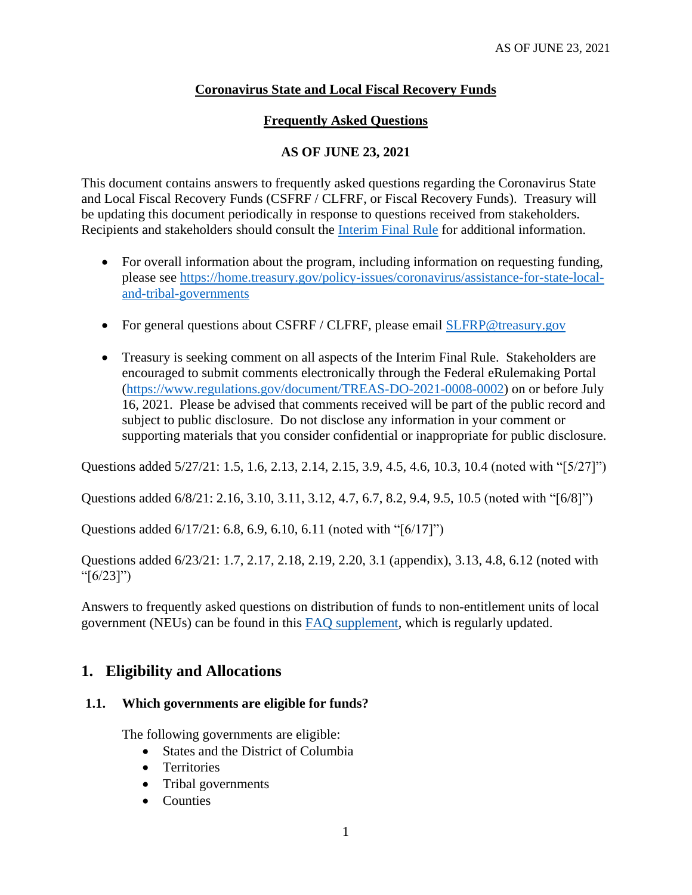AS OF JUNE 23, 2021

**Coronavirus State and Local Fiscal Recovery Funds**

**Frequently Asked Questions**

**AS OF JUNE 23, 2021**

This document contains answers to frequently asked questions regarding the Coronavirus State and Local Fiscal Recovery Funds (CSFRF / CLFRF, or Fiscal Recovery Funds). Treasury will be updating this document periodically in response to questions received from stakeholders. Recipients and stakeholders should consult the Interim Final Rule for additional information.

- For overall information about the program, including information on requesting funding, please see https://home.treasury.gov/policy-issues/coronavirus/assistance-for-state-local-and-tribal-governments
- For general questions about CSFRF / CLFRF, please email SLFRP@treasury.gov
- Treasury is seeking comment on all aspects of the Interim Final Rule. Stakeholders are encouraged to submit comments electronically through the Federal eRulemaking Portal (https://www.regulations.gov/document/TREAS-DO-2021-0008-0002) on or before July 16, 2021. Please be advised that comments received will be part of the public record and subject to public disclosure. Do not disclose any information in your comment or supporting materials that you consider confidential or inappropriate for public disclosure.

Questions added 5/27/21: 1.5, 1.6, 2.13, 2.14, 2.15, 3.9, 4.5, 4.6, 10.3, 10.4 (noted with "[5/27]")

Questions added 6/8/21: 2.16, 3.10, 3.11, 3.12, 4.7, 6.7, 8.2, 9.4, 9.5, 10.5 (noted with "[6/8]")

Questions added 6/17/21: 6.8, 6.9, 6.10, 6.11 (noted with "[6/17]")

Questions added 6/23/21: 1.7, 2.17, 2.18, 2.19, 2.20, 3.1 (appendix), 3.13, 4.8, 6.12 (noted with "[6/23]")

Answers to frequently asked questions on distribution of funds to non-entitlement units of local government (NEUs) can be found in this FAQ supplement, which is regularly updated.

## 1. Eligibility and Allocations

### 1.1. Which governments are eligible for funds?

The following governments are eligible:

- States and the District of Columbia
- Territories
- Tribal governments
- Counties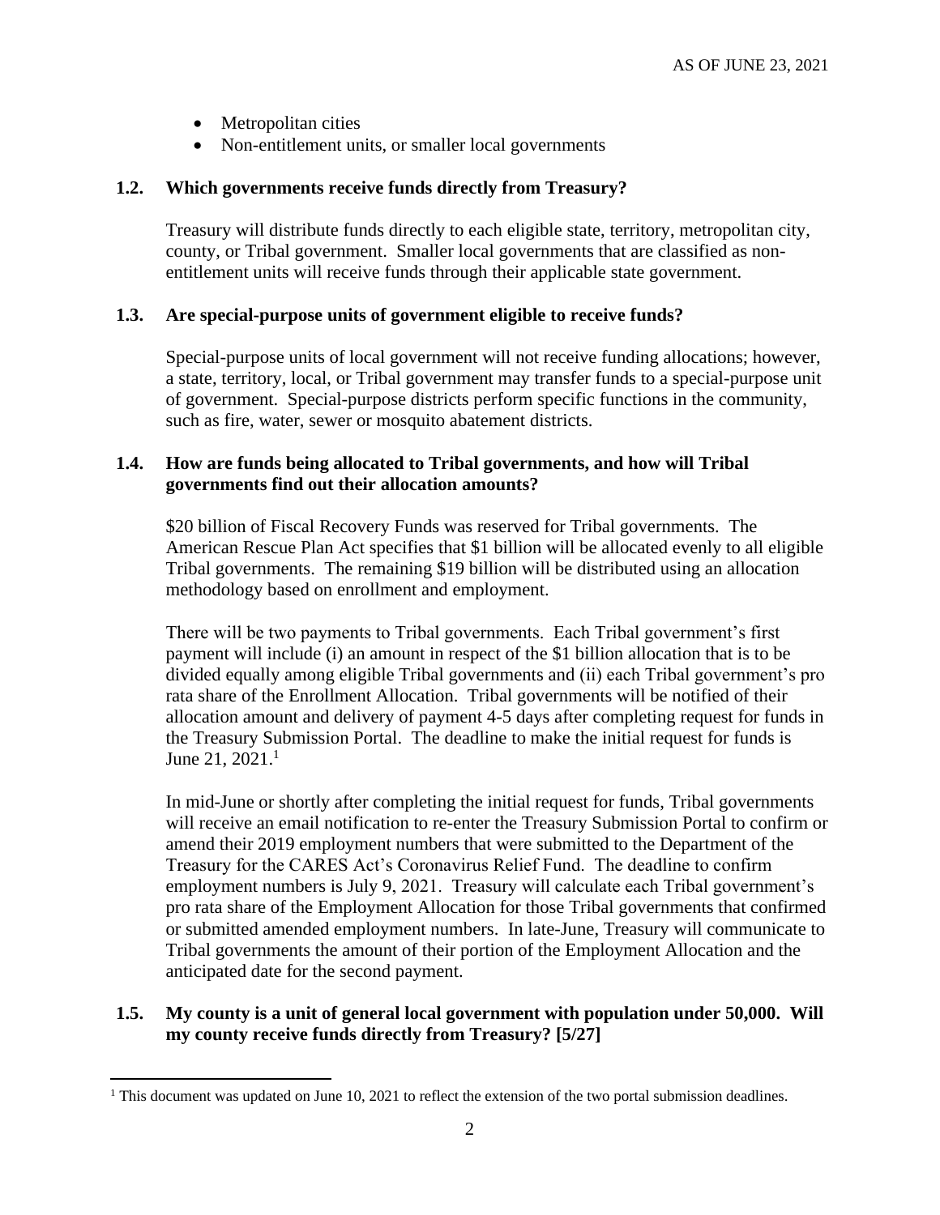- Metropolitan cities
- Non-entitlement units, or smaller local governments

### 1.2. Which governments receive funds directly from Treasury?

Treasury will distribute funds directly to each eligible state, territory, metropolitan city, county, or Tribal government. Smaller local governments that are classified as non-entitlement units will receive funds through their applicable state government.

### 1.3. Are special-purpose units of government eligible to receive funds?

Special-purpose units of local government will not receive funding allocations; however, a state, territory, local, or Tribal government may transfer funds to a special-purpose unit of government. Special-purpose districts perform specific functions in the community, such as fire, water, sewer or mosquito abatement districts.

### 1.4. How are funds being allocated to Tribal governments, and how will Tribal governments find out their allocation amounts?

$20 billion of Fiscal Recovery Funds was reserved for Tribal governments. The American Rescue Plan Act specifies that $1 billion will be allocated evenly to all eligible Tribal governments. The remaining $19 billion will be distributed using an allocation methodology based on enrollment and employment.

There will be two payments to Tribal governments. Each Tribal government's first payment will include (i) an amount in respect of the $1 billion allocation that is to be divided equally among eligible Tribal governments and (ii) each Tribal government's pro rata share of the Enrollment Allocation. Tribal governments will be notified of their allocation amount and delivery of payment 4-5 days after completing request for funds in the Treasury Submission Portal. The deadline to make the initial request for funds is June 21, 2021.[1]

In mid-June or shortly after completing the initial request for funds, Tribal governments will receive an email notification to re-enter the Treasury Submission Portal to confirm or amend their 2019 employment numbers that were submitted to the Department of the Treasury for the CARES Act's Coronavirus Relief Fund. The deadline to confirm employment numbers is July 9, 2021. Treasury will calculate each Tribal government's pro rata share of the Employment Allocation for those Tribal governments that confirmed or submitted amended employment numbers. In late-June, Treasury will communicate to Tribal governments the amount of their portion of the Employment Allocation and the anticipated date for the second payment.

### 1.5. My county is a unit of general local government with population under 50,000. Will my county receive funds directly from Treasury? [5/27]

---

[1] This document was updated on June 10, 2021 to reflect the extension of the two portal submission deadlines.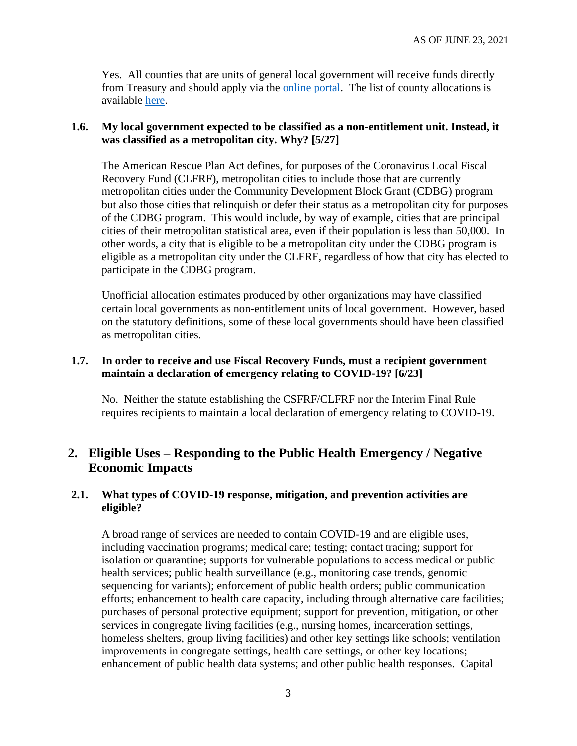Yes. All counties that are units of general local government will receive funds directly from Treasury and should apply via the online portal. The list of county allocations is available here.

### 1.6. My local government expected to be classified as a non-entitlement unit. Instead, it was classified as a metropolitan city. Why? [5/27]

The American Rescue Plan Act defines, for purposes of the Coronavirus Local Fiscal Recovery Fund (CLFRF), metropolitan cities to include those that are currently metropolitan cities under the Community Development Block Grant (CDBG) program but also those cities that relinquish or defer their status as a metropolitan city for purposes of the CDBG program. This would include, by way of example, cities that are principal cities of their metropolitan statistical area, even if their population is less than 50,000. In other words, a city that is eligible to be a metropolitan city under the CDBG program is eligible as a metropolitan city under the CLFRF, regardless of how that city has elected to participate in the CDBG program.

Unofficial allocation estimates produced by other organizations may have classified certain local governments as non-entitlement units of local government. However, based on the statutory definitions, some of these local governments should have been classified as metropolitan cities.

### 1.7. In order to receive and use Fiscal Recovery Funds, must a recipient government maintain a declaration of emergency relating to COVID-19? [6/23]

No. Neither the statute establishing the CSFRF/CLFRF nor the Interim Final Rule requires recipients to maintain a local declaration of emergency relating to COVID-19.

## 2. Eligible Uses – Responding to the Public Health Emergency / Negative Economic Impacts

### 2.1. What types of COVID-19 response, mitigation, and prevention activities are eligible?

A broad range of services are needed to contain COVID-19 and are eligible uses, including vaccination programs; medical care; testing; contact tracing; support for isolation or quarantine; supports for vulnerable populations to access medical or public health services; public health surveillance (e.g., monitoring case trends, genomic sequencing for variants); enforcement of public health orders; public communication efforts; enhancement to health care capacity, including through alternative care facilities; purchases of personal protective equipment; support for prevention, mitigation, or other services in congregate living facilities (e.g., nursing homes, incarceration settings, homeless shelters, group living facilities) and other key settings like schools; ventilation improvements in congregate settings, health care settings, or other key locations; enhancement of public health data systems; and other public health responses. Capital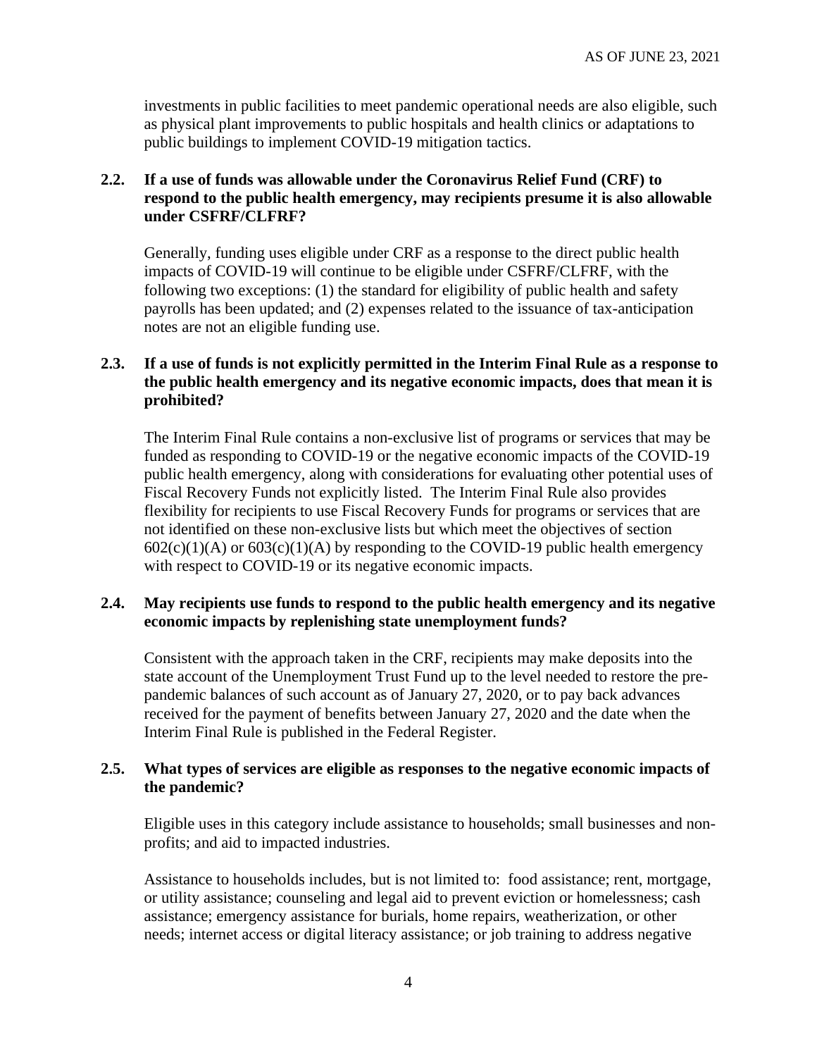investments in public facilities to meet pandemic operational needs are also eligible, such as physical plant improvements to public hospitals and health clinics or adaptations to public buildings to implement COVID-19 mitigation tactics.

### 2.2. If a use of funds was allowable under the Coronavirus Relief Fund (CRF) to respond to the public health emergency, may recipients presume it is also allowable under CSFRF/CLFRF?

Generally, funding uses eligible under CRF as a response to the direct public health impacts of COVID-19 will continue to be eligible under CSFRF/CLFRF, with the following two exceptions: (1) the standard for eligibility of public health and safety payrolls has been updated; and (2) expenses related to the issuance of tax-anticipation notes are not an eligible funding use.

### 2.3. If a use of funds is not explicitly permitted in the Interim Final Rule as a response to the public health emergency and its negative economic impacts, does that mean it is prohibited?

The Interim Final Rule contains a non-exclusive list of programs or services that may be funded as responding to COVID-19 or the negative economic impacts of the COVID-19 public health emergency, along with considerations for evaluating other potential uses of Fiscal Recovery Funds not explicitly listed. The Interim Final Rule also provides flexibility for recipients to use Fiscal Recovery Funds for programs or services that are not identified on these non-exclusive lists but which meet the objectives of section 602(c)(1)(A) or 603(c)(1)(A) by responding to the COVID-19 public health emergency with respect to COVID-19 or its negative economic impacts.

### 2.4. May recipients use funds to respond to the public health emergency and its negative economic impacts by replenishing state unemployment funds?

Consistent with the approach taken in the CRF, recipients may make deposits into the state account of the Unemployment Trust Fund up to the level needed to restore the pre-pandemic balances of such account as of January 27, 2020, or to pay back advances received for the payment of benefits between January 27, 2020 and the date when the Interim Final Rule is published in the Federal Register.

### 2.5. What types of services are eligible as responses to the negative economic impacts of the pandemic?

Eligible uses in this category include assistance to households; small businesses and non-profits; and aid to impacted industries.

Assistance to households includes, but is not limited to: food assistance; rent, mortgage, or utility assistance; counseling and legal aid to prevent eviction or homelessness; cash assistance; emergency assistance for burials, home repairs, weatherization, or other needs; internet access or digital literacy assistance; or job training to address negative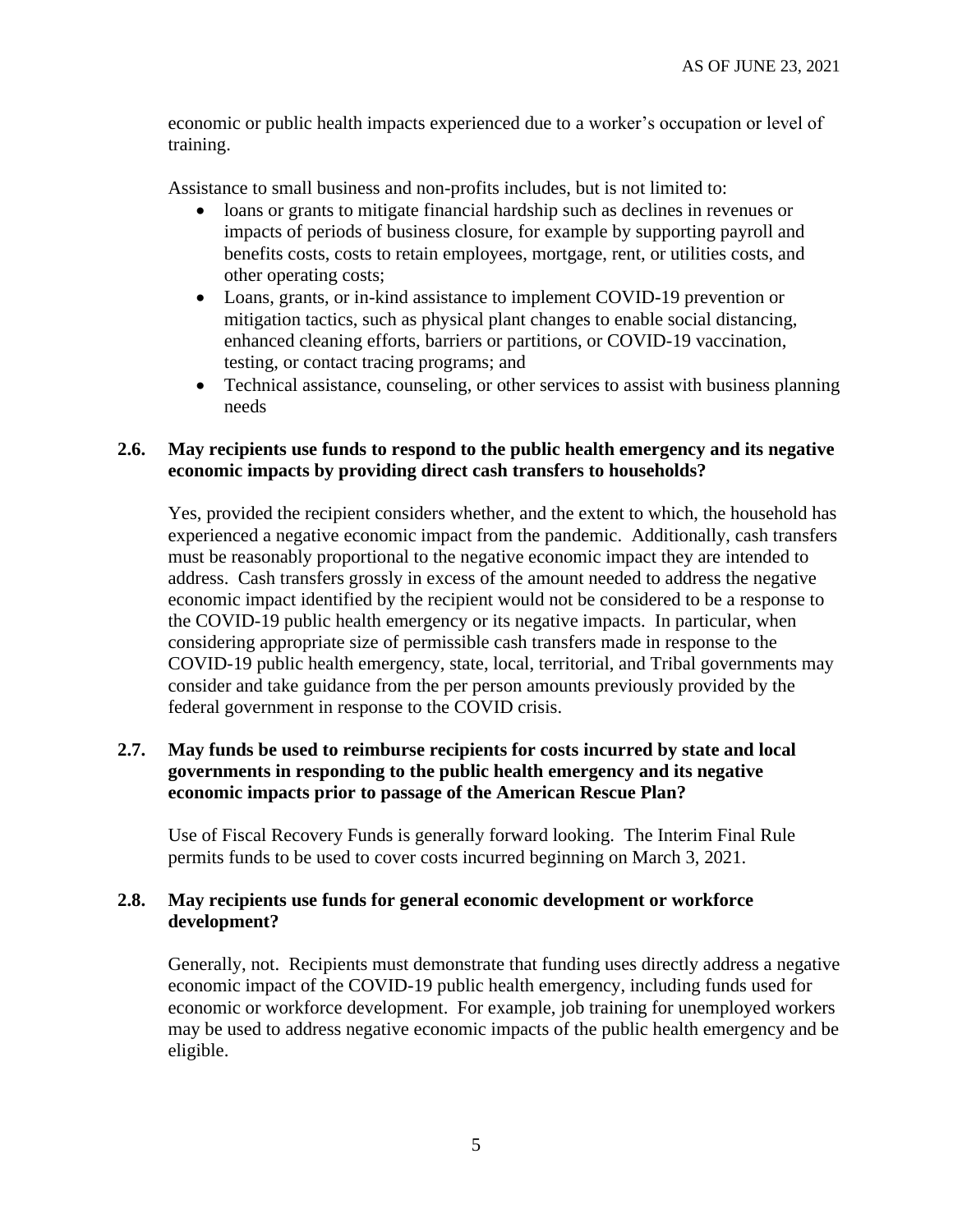economic or public health impacts experienced due to a worker's occupation or level of training.

Assistance to small business and non-profits includes, but is not limited to:

- loans or grants to mitigate financial hardship such as declines in revenues or impacts of periods of business closure, for example by supporting payroll and benefits costs, costs to retain employees, mortgage, rent, or utilities costs, and other operating costs;
- Loans, grants, or in-kind assistance to implement COVID-19 prevention or mitigation tactics, such as physical plant changes to enable social distancing, enhanced cleaning efforts, barriers or partitions, or COVID-19 vaccination, testing, or contact tracing programs; and
- Technical assistance, counseling, or other services to assist with business planning needs

### 2.6. May recipients use funds to respond to the public health emergency and its negative economic impacts by providing direct cash transfers to households?

Yes, provided the recipient considers whether, and the extent to which, the household has experienced a negative economic impact from the pandemic. Additionally, cash transfers must be reasonably proportional to the negative economic impact they are intended to address. Cash transfers grossly in excess of the amount needed to address the negative economic impact identified by the recipient would not be considered to be a response to the COVID-19 public health emergency or its negative impacts. In particular, when considering appropriate size of permissible cash transfers made in response to the COVID-19 public health emergency, state, local, territorial, and Tribal governments may consider and take guidance from the per person amounts previously provided by the federal government in response to the COVID crisis.

### 2.7. May funds be used to reimburse recipients for costs incurred by state and local governments in responding to the public health emergency and its negative economic impacts prior to passage of the American Rescue Plan?

Use of Fiscal Recovery Funds is generally forward looking. The Interim Final Rule permits funds to be used to cover costs incurred beginning on March 3, 2021.

### 2.8. May recipients use funds for general economic development or workforce development?

Generally, not. Recipients must demonstrate that funding uses directly address a negative economic impact of the COVID-19 public health emergency, including funds used for economic or workforce development. For example, job training for unemployed workers may be used to address negative economic impacts of the public health emergency and be eligible.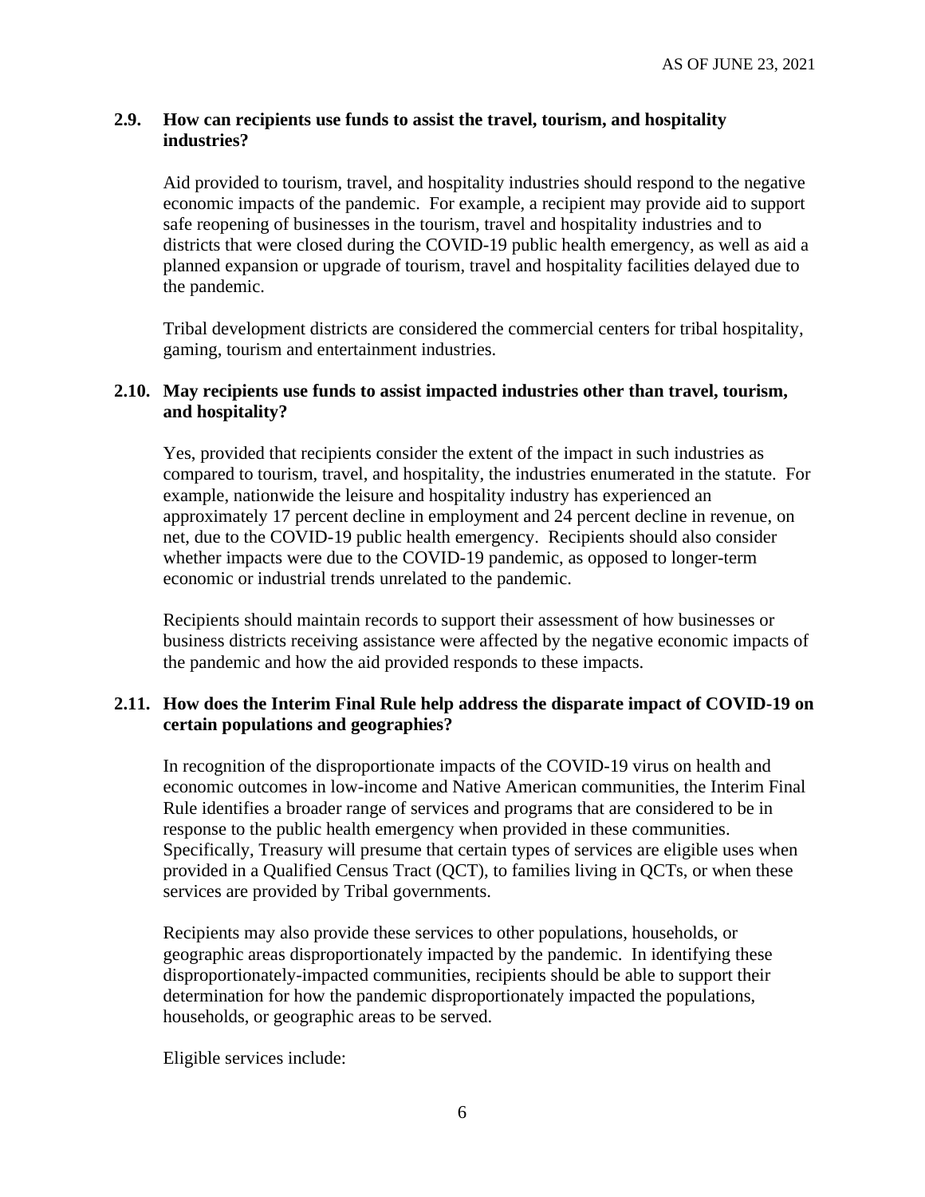### 2.9. How can recipients use funds to assist the travel, tourism, and hospitality industries?

Aid provided to tourism, travel, and hospitality industries should respond to the negative economic impacts of the pandemic. For example, a recipient may provide aid to support safe reopening of businesses in the tourism, travel and hospitality industries and to districts that were closed during the COVID-19 public health emergency, as well as aid a planned expansion or upgrade of tourism, travel and hospitality facilities delayed due to the pandemic.

Tribal development districts are considered the commercial centers for tribal hospitality, gaming, tourism and entertainment industries.

### 2.10. May recipients use funds to assist impacted industries other than travel, tourism, and hospitality?

Yes, provided that recipients consider the extent of the impact in such industries as compared to tourism, travel, and hospitality, the industries enumerated in the statute. For example, nationwide the leisure and hospitality industry has experienced an approximately 17 percent decline in employment and 24 percent decline in revenue, on net, due to the COVID-19 public health emergency. Recipients should also consider whether impacts were due to the COVID-19 pandemic, as opposed to longer-term economic or industrial trends unrelated to the pandemic.

Recipients should maintain records to support their assessment of how businesses or business districts receiving assistance were affected by the negative economic impacts of the pandemic and how the aid provided responds to these impacts.

### 2.11. How does the Interim Final Rule help address the disparate impact of COVID-19 on certain populations and geographies?

In recognition of the disproportionate impacts of the COVID-19 virus on health and economic outcomes in low-income and Native American communities, the Interim Final Rule identifies a broader range of services and programs that are considered to be in response to the public health emergency when provided in these communities. Specifically, Treasury will presume that certain types of services are eligible uses when provided in a Qualified Census Tract (QCT), to families living in QCTs, or when these services are provided by Tribal governments.

Recipients may also provide these services to other populations, households, or geographic areas disproportionately impacted by the pandemic. In identifying these disproportionately-impacted communities, recipients should be able to support their determination for how the pandemic disproportionately impacted the populations, households, or geographic areas to be served.

Eligible services include: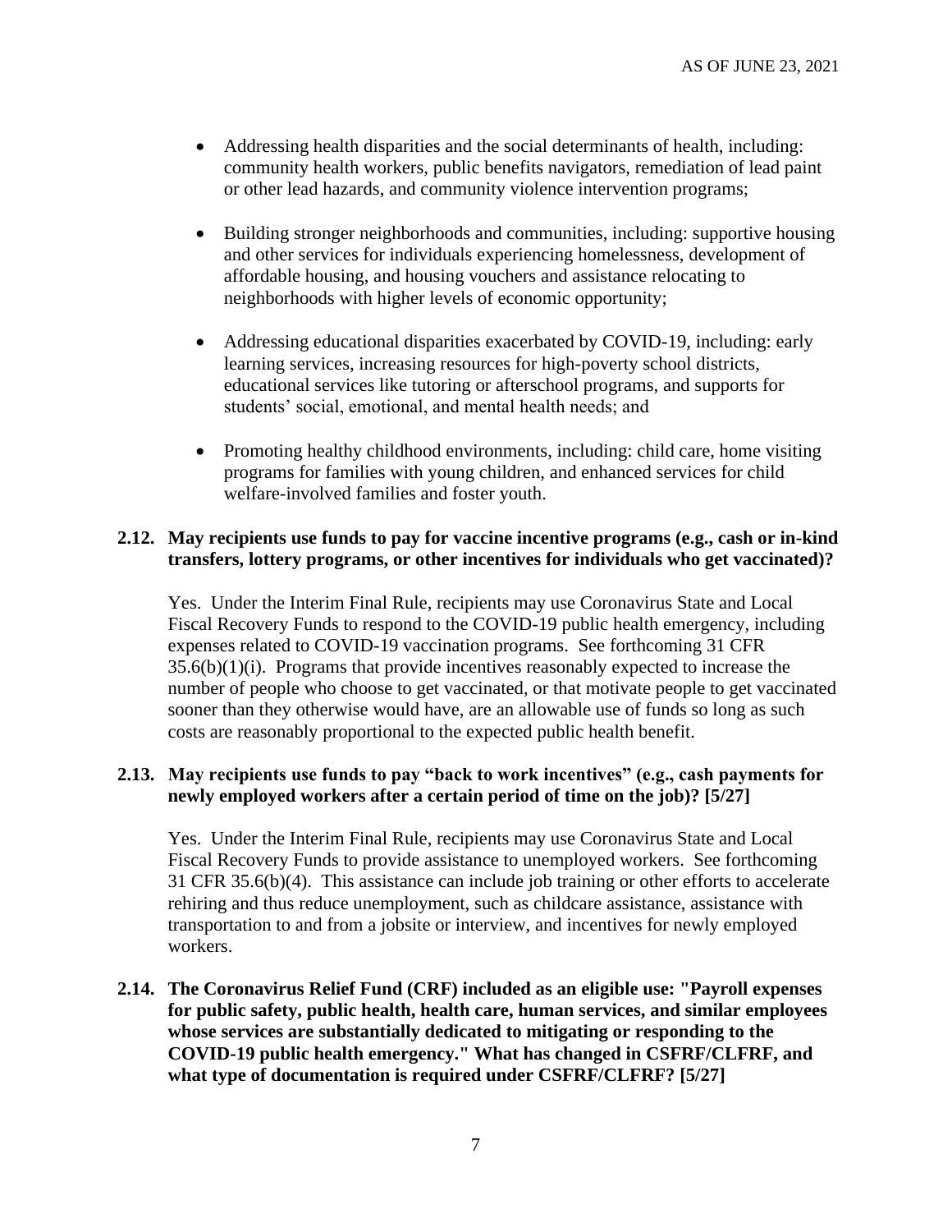- Addressing health disparities and the social determinants of health, including: community health workers, public benefits navigators, remediation of lead paint or other lead hazards, and community violence intervention programs;

- Building stronger neighborhoods and communities, including: supportive housing and other services for individuals experiencing homelessness, development of affordable housing, and housing vouchers and assistance relocating to neighborhoods with higher levels of economic opportunity;

- Addressing educational disparities exacerbated by COVID-19, including: early learning services, increasing resources for high-poverty school districts, educational services like tutoring or afterschool programs, and supports for students' social, emotional, and mental health needs; and

- Promoting healthy childhood environments, including: child care, home visiting programs for families with young children, and enhanced services for child welfare-involved families and foster youth.

### 2.12. May recipients use funds to pay for vaccine incentive programs (e.g., cash or in-kind transfers, lottery programs, or other incentives for individuals who get vaccinated)?

Yes. Under the Interim Final Rule, recipients may use Coronavirus State and Local Fiscal Recovery Funds to respond to the COVID-19 public health emergency, including expenses related to COVID-19 vaccination programs. See forthcoming 31 CFR 35.6(b)(1)(i). Programs that provide incentives reasonably expected to increase the number of people who choose to get vaccinated, or that motivate people to get vaccinated sooner than they otherwise would have, are an allowable use of funds so long as such costs are reasonably proportional to the expected public health benefit.

### 2.13. May recipients use funds to pay "back to work incentives" (e.g., cash payments for newly employed workers after a certain period of time on the job)? [5/27]

Yes. Under the Interim Final Rule, recipients may use Coronavirus State and Local Fiscal Recovery Funds to provide assistance to unemployed workers. See forthcoming 31 CFR 35.6(b)(4). This assistance can include job training or other efforts to accelerate rehiring and thus reduce unemployment, such as childcare assistance, assistance with transportation to and from a jobsite or interview, and incentives for newly employed workers.

### 2.14. The Coronavirus Relief Fund (CRF) included as an eligible use: "Payroll expenses for public safety, public health, health care, human services, and similar employees whose services are substantially dedicated to mitigating or responding to the COVID-19 public health emergency." What has changed in CSFRF/CLFRF, and what type of documentation is required under CSFRF/CLFRF? [5/27]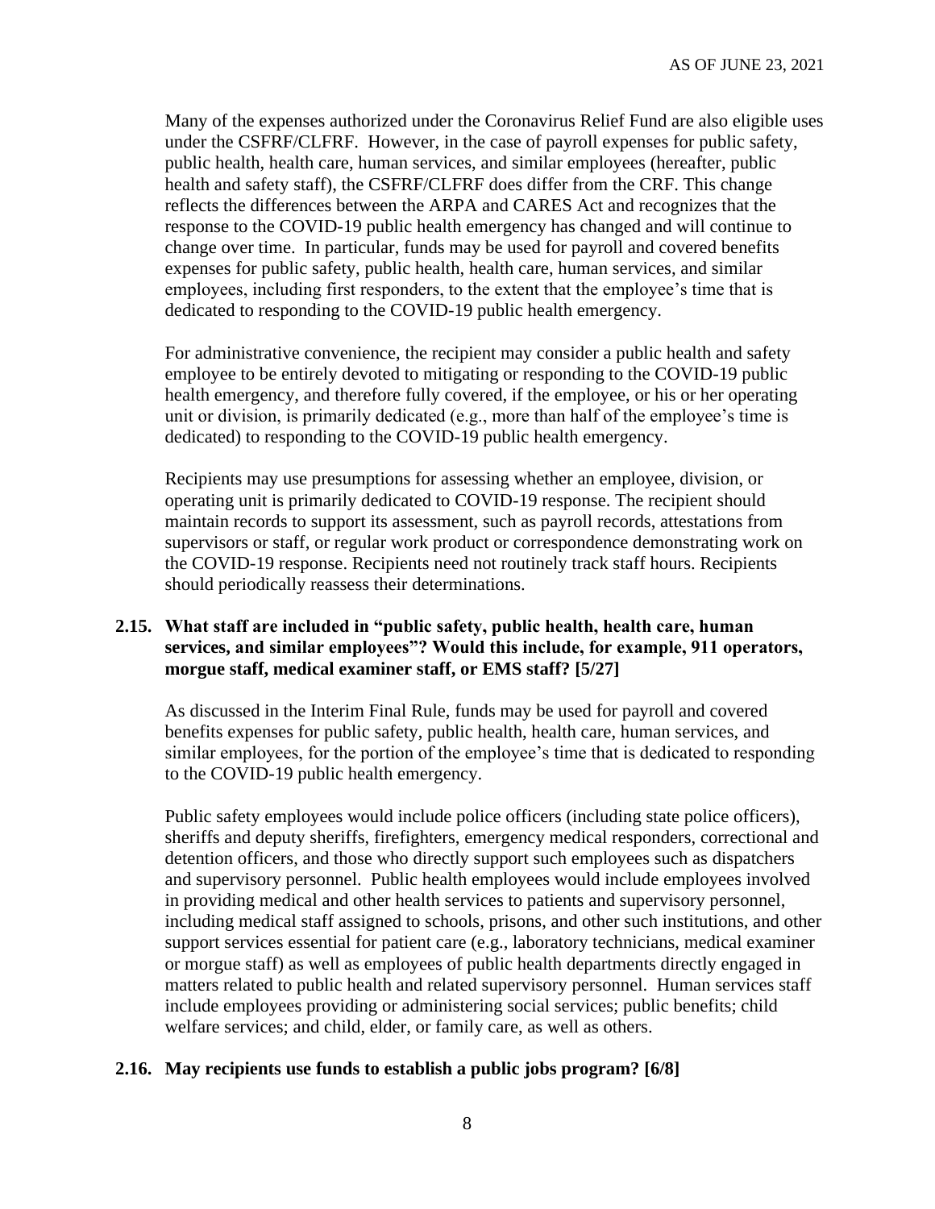Many of the expenses authorized under the Coronavirus Relief Fund are also eligible uses under the CSFRF/CLFRF. However, in the case of payroll expenses for public safety, public health, health care, human services, and similar employees (hereafter, public health and safety staff), the CSFRF/CLFRF does differ from the CRF. This change reflects the differences between the ARPA and CARES Act and recognizes that the response to the COVID-19 public health emergency has changed and will continue to change over time. In particular, funds may be used for payroll and covered benefits expenses for public safety, public health, health care, human services, and similar employees, including first responders, to the extent that the employee's time that is dedicated to responding to the COVID-19 public health emergency.

For administrative convenience, the recipient may consider a public health and safety employee to be entirely devoted to mitigating or responding to the COVID-19 public health emergency, and therefore fully covered, if the employee, or his or her operating unit or division, is primarily dedicated (e.g., more than half of the employee's time is dedicated) to responding to the COVID-19 public health emergency.

Recipients may use presumptions for assessing whether an employee, division, or operating unit is primarily dedicated to COVID-19 response. The recipient should maintain records to support its assessment, such as payroll records, attestations from supervisors or staff, or regular work product or correspondence demonstrating work on the COVID-19 response. Recipients need not routinely track staff hours. Recipients should periodically reassess their determinations.

### 2.15. What staff are included in "public safety, public health, health care, human services, and similar employees"? Would this include, for example, 911 operators, morgue staff, medical examiner staff, or EMS staff? [5/27]

As discussed in the Interim Final Rule, funds may be used for payroll and covered benefits expenses for public safety, public health, health care, human services, and similar employees, for the portion of the employee's time that is dedicated to responding to the COVID-19 public health emergency.

Public safety employees would include police officers (including state police officers), sheriffs and deputy sheriffs, firefighters, emergency medical responders, correctional and detention officers, and those who directly support such employees such as dispatchers and supervisory personnel. Public health employees would include employees involved in providing medical and other health services to patients and supervisory personnel, including medical staff assigned to schools, prisons, and other such institutions, and other support services essential for patient care (e.g., laboratory technicians, medical examiner or morgue staff) as well as employees of public health departments directly engaged in matters related to public health and related supervisory personnel. Human services staff include employees providing or administering social services; public benefits; child welfare services; and child, elder, or family care, as well as others.

### 2.16. May recipients use funds to establish a public jobs program? [6/8]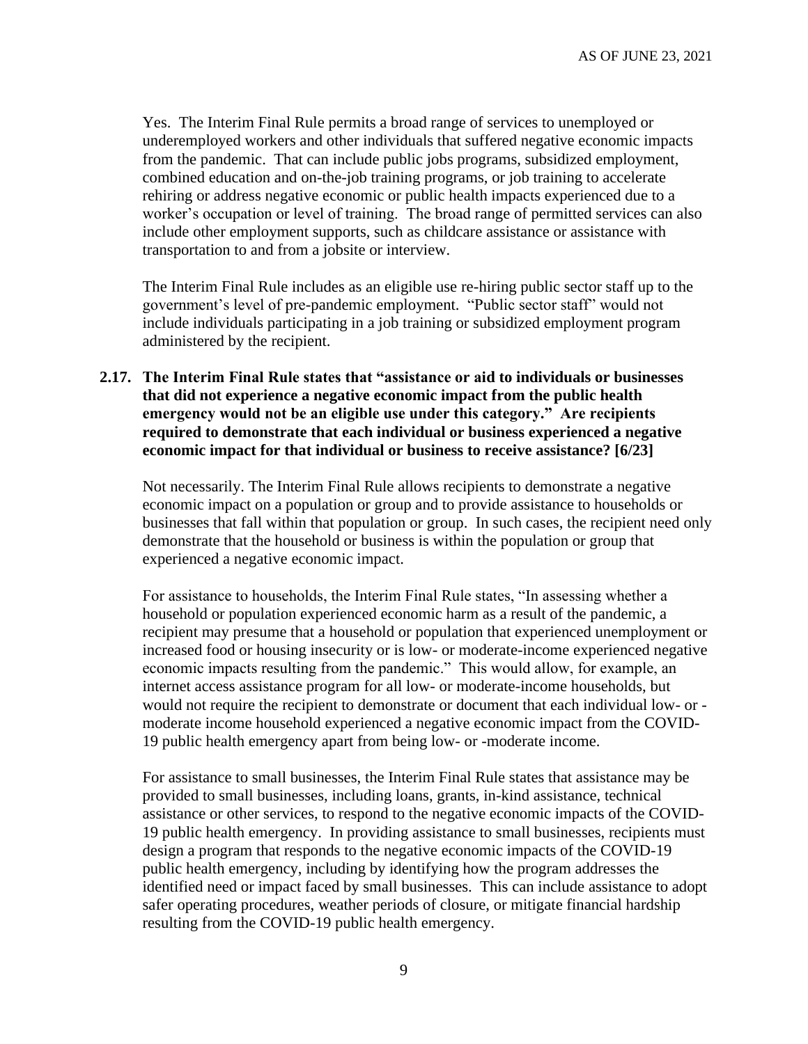Yes. The Interim Final Rule permits a broad range of services to unemployed or underemployed workers and other individuals that suffered negative economic impacts from the pandemic. That can include public jobs programs, subsidized employment, combined education and on-the-job training programs, or job training to accelerate rehiring or address negative economic or public health impacts experienced due to a worker's occupation or level of training. The broad range of permitted services can also include other employment supports, such as childcare assistance or assistance with transportation to and from a jobsite or interview.

The Interim Final Rule includes as an eligible use re-hiring public sector staff up to the government's level of pre-pandemic employment. "Public sector staff" would not include individuals participating in a job training or subsidized employment program administered by the recipient.

**2.17. The Interim Final Rule states that "assistance or aid to individuals or businesses that did not experience a negative economic impact from the public health emergency would not be an eligible use under this category." Are recipients required to demonstrate that each individual or business experienced a negative economic impact for that individual or business to receive assistance? [6/23]**

Not necessarily. The Interim Final Rule allows recipients to demonstrate a negative economic impact on a population or group and to provide assistance to households or businesses that fall within that population or group. In such cases, the recipient need only demonstrate that the household or business is within the population or group that experienced a negative economic impact.

For assistance to households, the Interim Final Rule states, "In assessing whether a household or population experienced economic harm as a result of the pandemic, a recipient may presume that a household or population that experienced unemployment or increased food or housing insecurity or is low- or moderate-income experienced negative economic impacts resulting from the pandemic." This would allow, for example, an internet access assistance program for all low- or moderate-income households, but would not require the recipient to demonstrate or document that each individual low- or -moderate income household experienced a negative economic impact from the COVID-19 public health emergency apart from being low- or -moderate income.

For assistance to small businesses, the Interim Final Rule states that assistance may be provided to small businesses, including loans, grants, in-kind assistance, technical assistance or other services, to respond to the negative economic impacts of the COVID-19 public health emergency. In providing assistance to small businesses, recipients must design a program that responds to the negative economic impacts of the COVID-19 public health emergency, including by identifying how the program addresses the identified need or impact faced by small businesses. This can include assistance to adopt safer operating procedures, weather periods of closure, or mitigate financial hardship resulting from the COVID-19 public health emergency.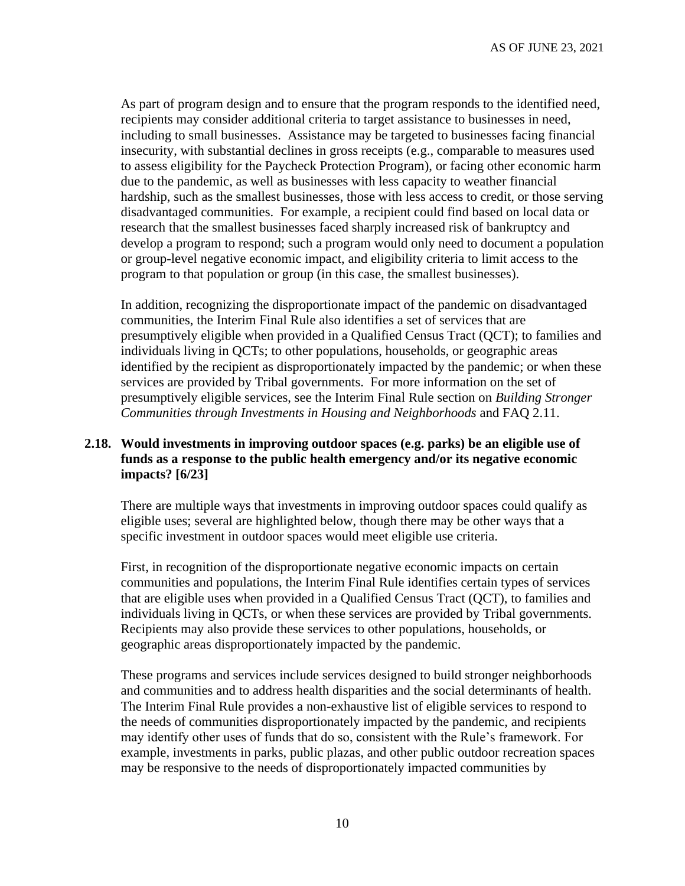As part of program design and to ensure that the program responds to the identified need, recipients may consider additional criteria to target assistance to businesses in need, including to small businesses. Assistance may be targeted to businesses facing financial insecurity, with substantial declines in gross receipts (e.g., comparable to measures used to assess eligibility for the Paycheck Protection Program), or facing other economic harm due to the pandemic, as well as businesses with less capacity to weather financial hardship, such as the smallest businesses, those with less access to credit, or those serving disadvantaged communities. For example, a recipient could find based on local data or research that the smallest businesses faced sharply increased risk of bankruptcy and develop a program to respond; such a program would only need to document a population or group-level negative economic impact, and eligibility criteria to limit access to the program to that population or group (in this case, the smallest businesses).

In addition, recognizing the disproportionate impact of the pandemic on disadvantaged communities, the Interim Final Rule also identifies a set of services that are presumptively eligible when provided in a Qualified Census Tract (QCT); to families and individuals living in QCTs; to other populations, households, or geographic areas identified by the recipient as disproportionately impacted by the pandemic; or when these services are provided by Tribal governments. For more information on the set of presumptively eligible services, see the Interim Final Rule section on *Building Stronger Communities through Investments in Housing and Neighborhoods* and FAQ 2.11.

### 2.18. Would investments in improving outdoor spaces (e.g. parks) be an eligible use of funds as a response to the public health emergency and/or its negative economic impacts? [6/23]

There are multiple ways that investments in improving outdoor spaces could qualify as eligible uses; several are highlighted below, though there may be other ways that a specific investment in outdoor spaces would meet eligible use criteria.

First, in recognition of the disproportionate negative economic impacts on certain communities and populations, the Interim Final Rule identifies certain types of services that are eligible uses when provided in a Qualified Census Tract (QCT), to families and individuals living in QCTs, or when these services are provided by Tribal governments. Recipients may also provide these services to other populations, households, or geographic areas disproportionately impacted by the pandemic.

These programs and services include services designed to build stronger neighborhoods and communities and to address health disparities and the social determinants of health. The Interim Final Rule provides a non-exhaustive list of eligible services to respond to the needs of communities disproportionately impacted by the pandemic, and recipients may identify other uses of funds that do so, consistent with the Rule's framework. For example, investments in parks, public plazas, and other public outdoor recreation spaces may be responsive to the needs of disproportionately impacted communities by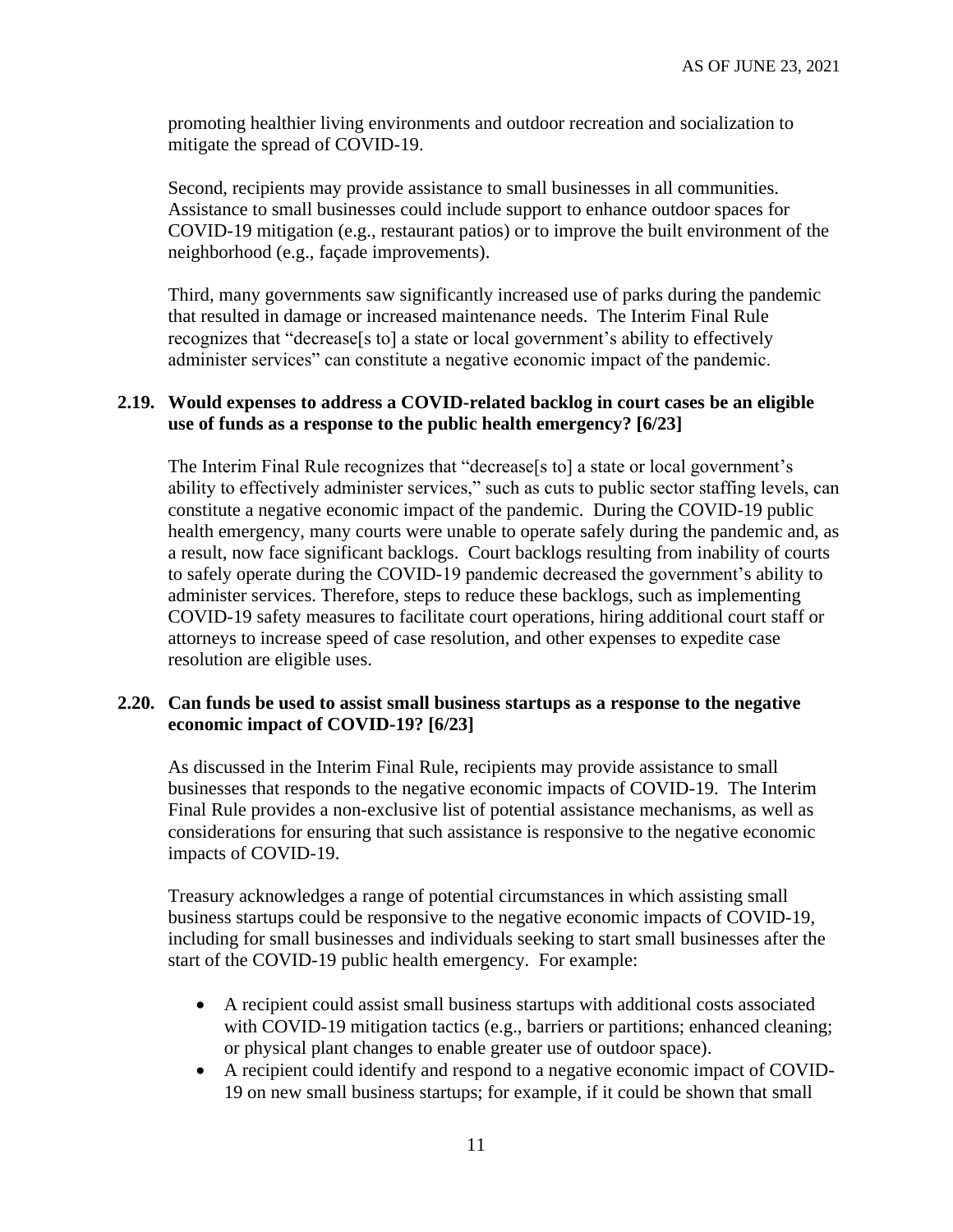promoting healthier living environments and outdoor recreation and socialization to mitigate the spread of COVID-19.

Second, recipients may provide assistance to small businesses in all communities. Assistance to small businesses could include support to enhance outdoor spaces for COVID-19 mitigation (e.g., restaurant patios) or to improve the built environment of the neighborhood (e.g., façade improvements).

Third, many governments saw significantly increased use of parks during the pandemic that resulted in damage or increased maintenance needs. The Interim Final Rule recognizes that "decrease[s to] a state or local government's ability to effectively administer services" can constitute a negative economic impact of the pandemic.

### 2.19. Would expenses to address a COVID-related backlog in court cases be an eligible use of funds as a response to the public health emergency? [6/23]

The Interim Final Rule recognizes that "decrease[s to] a state or local government's ability to effectively administer services," such as cuts to public sector staffing levels, can constitute a negative economic impact of the pandemic. During the COVID-19 public health emergency, many courts were unable to operate safely during the pandemic and, as a result, now face significant backlogs. Court backlogs resulting from inability of courts to safely operate during the COVID-19 pandemic decreased the government's ability to administer services. Therefore, steps to reduce these backlogs, such as implementing COVID-19 safety measures to facilitate court operations, hiring additional court staff or attorneys to increase speed of case resolution, and other expenses to expedite case resolution are eligible uses.

### 2.20. Can funds be used to assist small business startups as a response to the negative economic impact of COVID-19? [6/23]

As discussed in the Interim Final Rule, recipients may provide assistance to small businesses that responds to the negative economic impacts of COVID-19. The Interim Final Rule provides a non-exclusive list of potential assistance mechanisms, as well as considerations for ensuring that such assistance is responsive to the negative economic impacts of COVID-19.

Treasury acknowledges a range of potential circumstances in which assisting small business startups could be responsive to the negative economic impacts of COVID-19, including for small businesses and individuals seeking to start small businesses after the start of the COVID-19 public health emergency. For example:

- A recipient could assist small business startups with additional costs associated with COVID-19 mitigation tactics (e.g., barriers or partitions; enhanced cleaning; or physical plant changes to enable greater use of outdoor space).
- A recipient could identify and respond to a negative economic impact of COVID-19 on new small business startups; for example, if it could be shown that small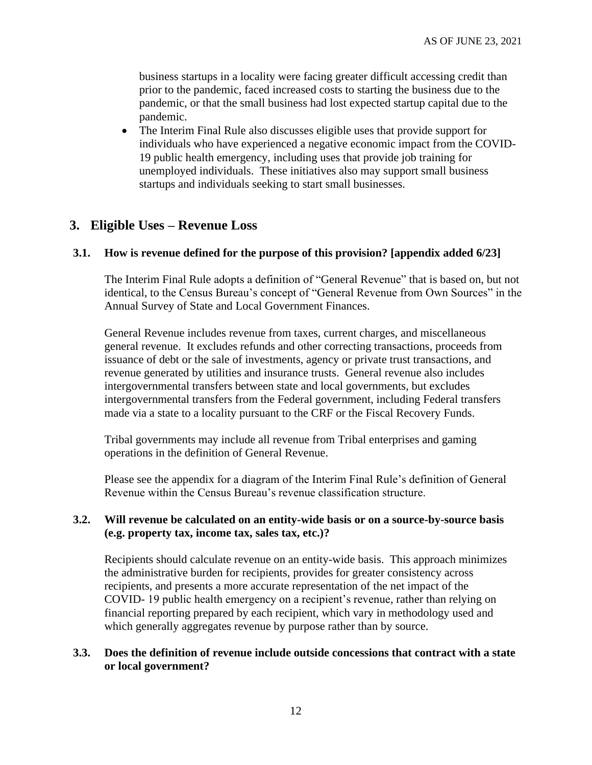business startups in a locality were facing greater difficult accessing credit than prior to the pandemic, faced increased costs to starting the business due to the pandemic, or that the small business had lost expected startup capital due to the pandemic.

- The Interim Final Rule also discusses eligible uses that provide support for individuals who have experienced a negative economic impact from the COVID-19 public health emergency, including uses that provide job training for unemployed individuals. These initiatives also may support small business startups and individuals seeking to start small businesses.

## 3. Eligible Uses – Revenue Loss

### 3.1. How is revenue defined for the purpose of this provision? [appendix added 6/23]

The Interim Final Rule adopts a definition of "General Revenue" that is based on, but not identical, to the Census Bureau's concept of "General Revenue from Own Sources" in the Annual Survey of State and Local Government Finances.

General Revenue includes revenue from taxes, current charges, and miscellaneous general revenue. It excludes refunds and other correcting transactions, proceeds from issuance of debt or the sale of investments, agency or private trust transactions, and revenue generated by utilities and insurance trusts. General revenue also includes intergovernmental transfers between state and local governments, but excludes intergovernmental transfers from the Federal government, including Federal transfers made via a state to a locality pursuant to the CRF or the Fiscal Recovery Funds.

Tribal governments may include all revenue from Tribal enterprises and gaming operations in the definition of General Revenue.

Please see the appendix for a diagram of the Interim Final Rule's definition of General Revenue within the Census Bureau's revenue classification structure.

### 3.2. Will revenue be calculated on an entity-wide basis or on a source-by-source basis (e.g. property tax, income tax, sales tax, etc.)?

Recipients should calculate revenue on an entity-wide basis. This approach minimizes the administrative burden for recipients, provides for greater consistency across recipients, and presents a more accurate representation of the net impact of the COVID- 19 public health emergency on a recipient's revenue, rather than relying on financial reporting prepared by each recipient, which vary in methodology used and which generally aggregates revenue by purpose rather than by source.

### 3.3. Does the definition of revenue include outside concessions that contract with a state or local government?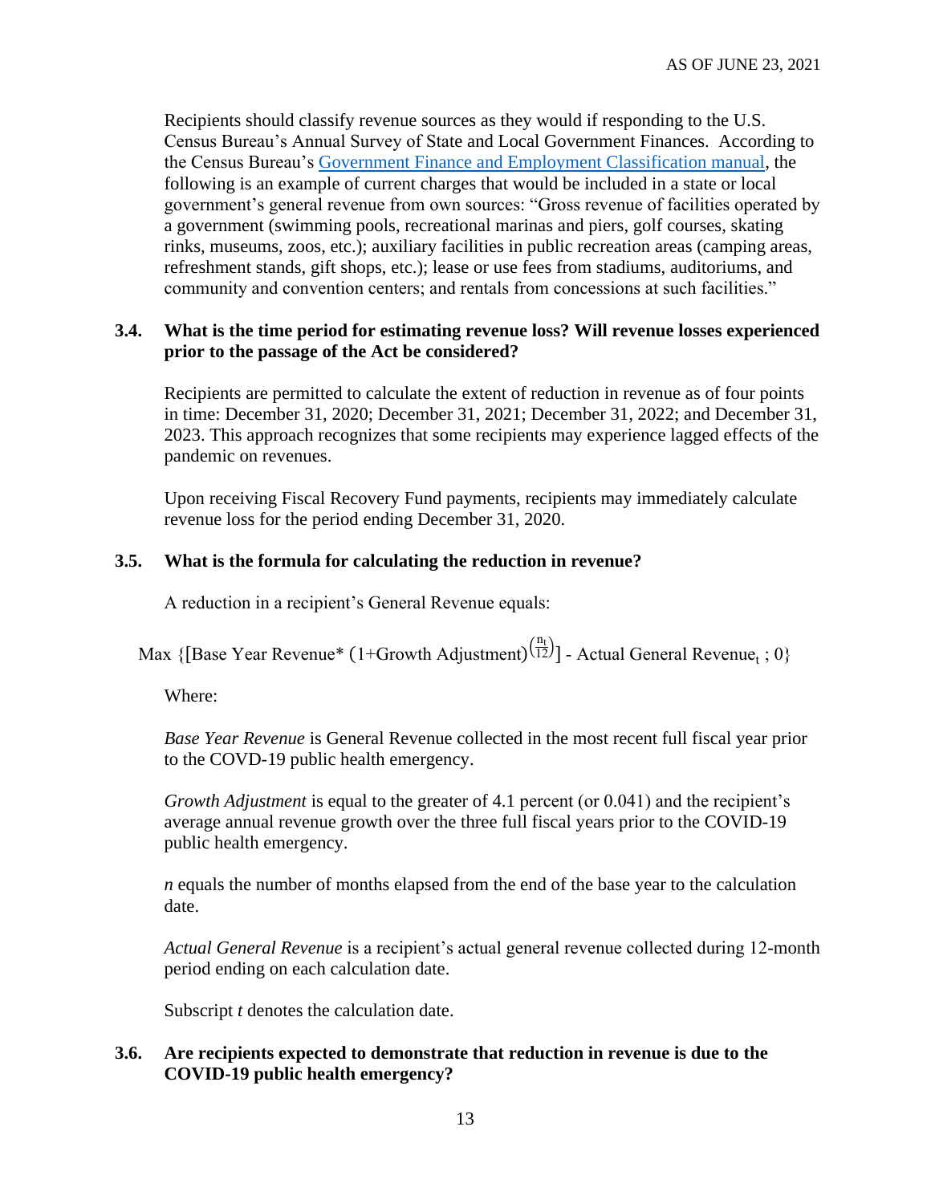Recipients should classify revenue sources as they would if responding to the U.S. Census Bureau's Annual Survey of State and Local Government Finances. According to the Census Bureau's Government Finance and Employment Classification manual, the following is an example of current charges that would be included in a state or local government's general revenue from own sources: "Gross revenue of facilities operated by a government (swimming pools, recreational marinas and piers, golf courses, skating rinks, museums, zoos, etc.); auxiliary facilities in public recreation areas (camping areas, refreshment stands, gift shops, etc.); lease or use fees from stadiums, auditoriums, and community and convention centers; and rentals from concessions at such facilities."

### 3.4. What is the time period for estimating revenue loss? Will revenue losses experienced prior to the passage of the Act be considered?

Recipients are permitted to calculate the extent of reduction in revenue as of four points in time: December 31, 2020; December 31, 2021; December 31, 2022; and December 31, 2023. This approach recognizes that some recipients may experience lagged effects of the pandemic on revenues.

Upon receiving Fiscal Recovery Fund payments, recipients may immediately calculate revenue loss for the period ending December 31, 2020.

### 3.5. What is the formula for calculating the reduction in revenue?

A reduction in a recipient's General Revenue equals:

$$\text{Max}\ \{[\text{Base Year Revenue}* (1+\text{Growth Adjustment})^{\left(\frac{n_t}{12}\right)}] - \text{Actual General Revenue}_t\ ;\ 0\}$$

Where:

*Base Year Revenue* is General Revenue collected in the most recent full fiscal year prior to the COVD-19 public health emergency.

*Growth Adjustment* is equal to the greater of 4.1 percent (or 0.041) and the recipient's average annual revenue growth over the three full fiscal years prior to the COVID-19 public health emergency.

*n* equals the number of months elapsed from the end of the base year to the calculation date.

*Actual General Revenue* is a recipient's actual general revenue collected during 12-month period ending on each calculation date.

Subscript *t* denotes the calculation date.

### 3.6. Are recipients expected to demonstrate that reduction in revenue is due to the COVID-19 public health emergency?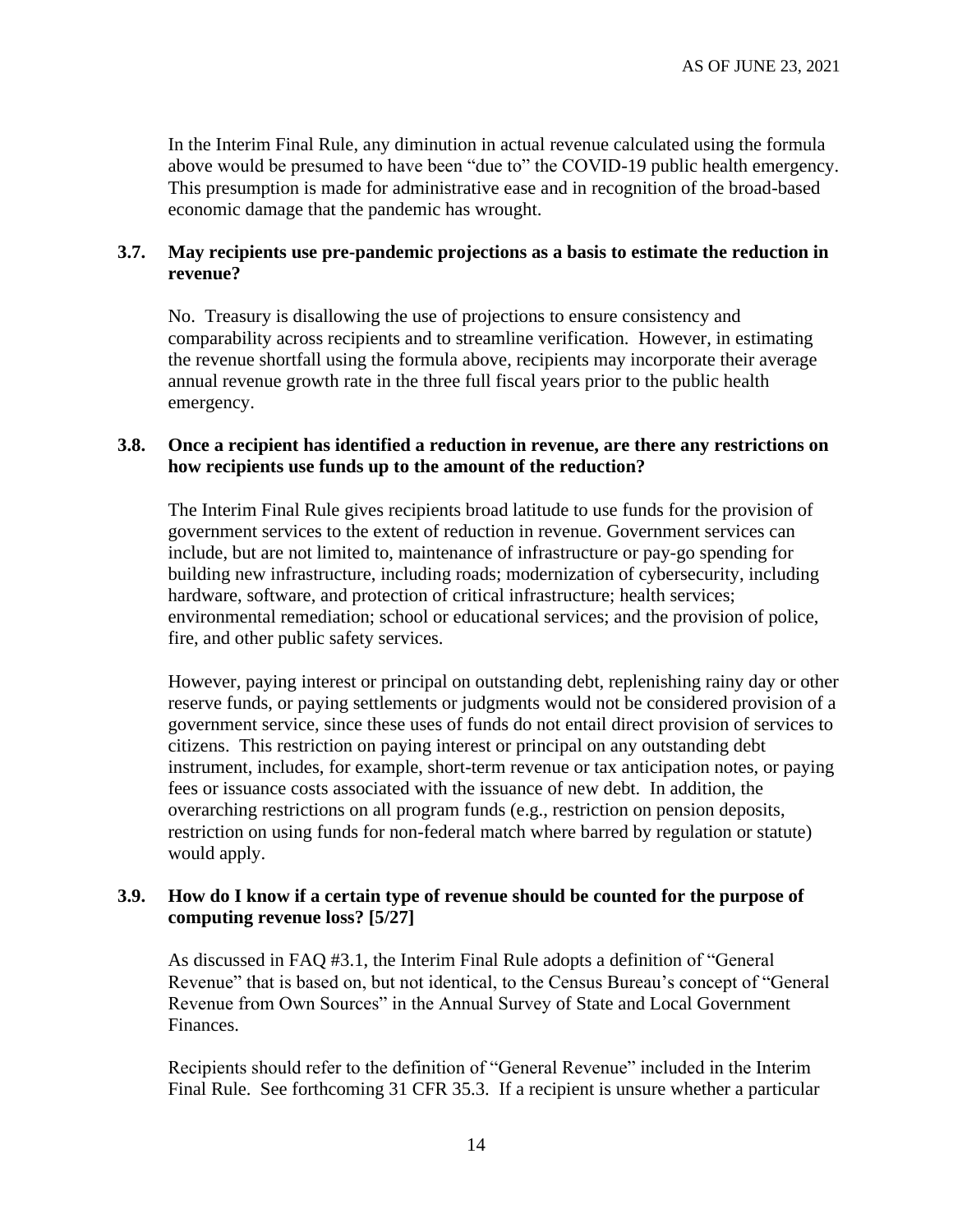In the Interim Final Rule, any diminution in actual revenue calculated using the formula above would be presumed to have been "due to" the COVID-19 public health emergency. This presumption is made for administrative ease and in recognition of the broad-based economic damage that the pandemic has wrought.

### 3.7. May recipients use pre-pandemic projections as a basis to estimate the reduction in revenue?

No. Treasury is disallowing the use of projections to ensure consistency and comparability across recipients and to streamline verification. However, in estimating the revenue shortfall using the formula above, recipients may incorporate their average annual revenue growth rate in the three full fiscal years prior to the public health emergency.

### 3.8. Once a recipient has identified a reduction in revenue, are there any restrictions on how recipients use funds up to the amount of the reduction?

The Interim Final Rule gives recipients broad latitude to use funds for the provision of government services to the extent of reduction in revenue. Government services can include, but are not limited to, maintenance of infrastructure or pay-go spending for building new infrastructure, including roads; modernization of cybersecurity, including hardware, software, and protection of critical infrastructure; health services; environmental remediation; school or educational services; and the provision of police, fire, and other public safety services.

However, paying interest or principal on outstanding debt, replenishing rainy day or other reserve funds, or paying settlements or judgments would not be considered provision of a government service, since these uses of funds do not entail direct provision of services to citizens. This restriction on paying interest or principal on any outstanding debt instrument, includes, for example, short-term revenue or tax anticipation notes, or paying fees or issuance costs associated with the issuance of new debt. In addition, the overarching restrictions on all program funds (e.g., restriction on pension deposits, restriction on using funds for non-federal match where barred by regulation or statute) would apply.

### 3.9. How do I know if a certain type of revenue should be counted for the purpose of computing revenue loss? [5/27]

As discussed in FAQ #3.1, the Interim Final Rule adopts a definition of "General Revenue" that is based on, but not identical, to the Census Bureau's concept of "General Revenue from Own Sources" in the Annual Survey of State and Local Government Finances.

Recipients should refer to the definition of "General Revenue" included in the Interim Final Rule. See forthcoming 31 CFR 35.3. If a recipient is unsure whether a particular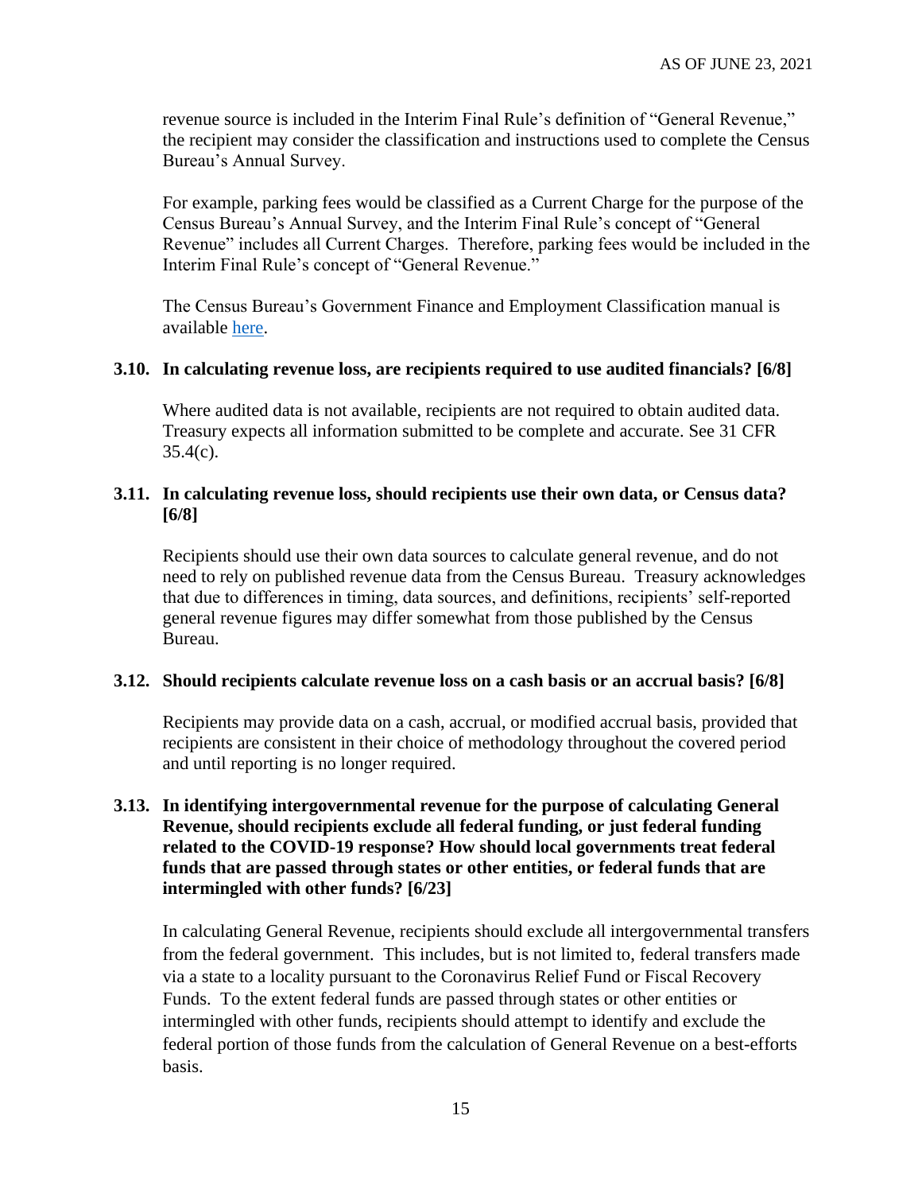revenue source is included in the Interim Final Rule's definition of "General Revenue," the recipient may consider the classification and instructions used to complete the Census Bureau's Annual Survey.

For example, parking fees would be classified as a Current Charge for the purpose of the Census Bureau's Annual Survey, and the Interim Final Rule's concept of "General Revenue" includes all Current Charges. Therefore, parking fees would be included in the Interim Final Rule's concept of "General Revenue."

The Census Bureau's Government Finance and Employment Classification manual is available here.

### 3.10. In calculating revenue loss, are recipients required to use audited financials? [6/8]

Where audited data is not available, recipients are not required to obtain audited data. Treasury expects all information submitted to be complete and accurate. See 31 CFR 35.4(c).

### 3.11. In calculating revenue loss, should recipients use their own data, or Census data? [6/8]

Recipients should use their own data sources to calculate general revenue, and do not need to rely on published revenue data from the Census Bureau. Treasury acknowledges that due to differences in timing, data sources, and definitions, recipients' self-reported general revenue figures may differ somewhat from those published by the Census Bureau.

### 3.12. Should recipients calculate revenue loss on a cash basis or an accrual basis? [6/8]

Recipients may provide data on a cash, accrual, or modified accrual basis, provided that recipients are consistent in their choice of methodology throughout the covered period and until reporting is no longer required.

### 3.13. In identifying intergovernmental revenue for the purpose of calculating General Revenue, should recipients exclude all federal funding, or just federal funding related to the COVID-19 response? How should local governments treat federal funds that are passed through states or other entities, or federal funds that are intermingled with other funds? [6/23]

In calculating General Revenue, recipients should exclude all intergovernmental transfers from the federal government. This includes, but is not limited to, federal transfers made via a state to a locality pursuant to the Coronavirus Relief Fund or Fiscal Recovery Funds. To the extent federal funds are passed through states or other entities or intermingled with other funds, recipients should attempt to identify and exclude the federal portion of those funds from the calculation of General Revenue on a best-efforts basis.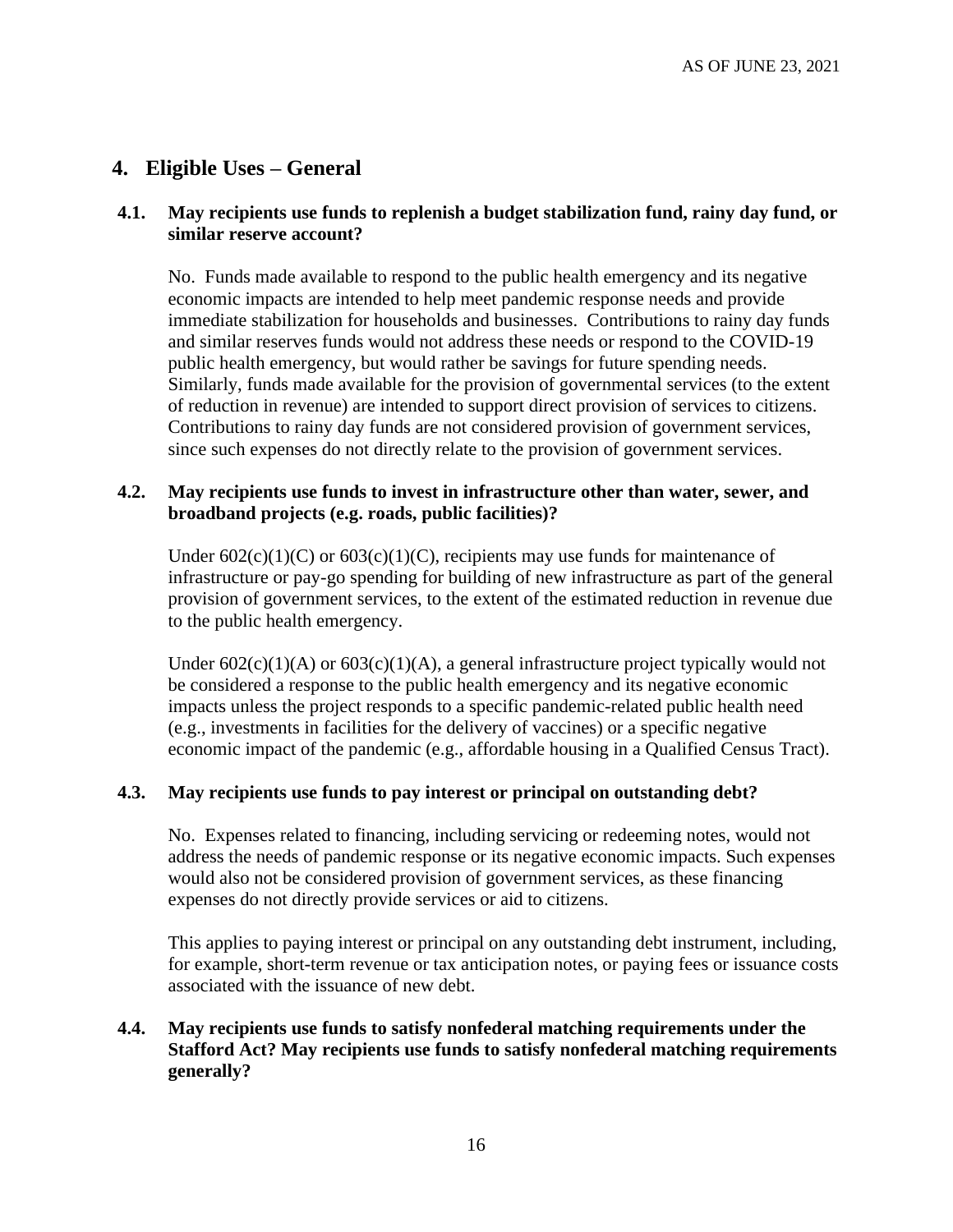## 4. Eligible Uses – General

### 4.1. May recipients use funds to replenish a budget stabilization fund, rainy day fund, or similar reserve account?

No. Funds made available to respond to the public health emergency and its negative economic impacts are intended to help meet pandemic response needs and provide immediate stabilization for households and businesses. Contributions to rainy day funds and similar reserves funds would not address these needs or respond to the COVID-19 public health emergency, but would rather be savings for future spending needs. Similarly, funds made available for the provision of governmental services (to the extent of reduction in revenue) are intended to support direct provision of services to citizens. Contributions to rainy day funds are not considered provision of government services, since such expenses do not directly relate to the provision of government services.

### 4.2. May recipients use funds to invest in infrastructure other than water, sewer, and broadband projects (e.g. roads, public facilities)?

Under 602(c)(1)(C) or 603(c)(1)(C), recipients may use funds for maintenance of infrastructure or pay-go spending for building of new infrastructure as part of the general provision of government services, to the extent of the estimated reduction in revenue due to the public health emergency.

Under 602(c)(1)(A) or 603(c)(1)(A), a general infrastructure project typically would not be considered a response to the public health emergency and its negative economic impacts unless the project responds to a specific pandemic-related public health need (e.g., investments in facilities for the delivery of vaccines) or a specific negative economic impact of the pandemic (e.g., affordable housing in a Qualified Census Tract).

### 4.3. May recipients use funds to pay interest or principal on outstanding debt?

No. Expenses related to financing, including servicing or redeeming notes, would not address the needs of pandemic response or its negative economic impacts. Such expenses would also not be considered provision of government services, as these financing expenses do not directly provide services or aid to citizens.

This applies to paying interest or principal on any outstanding debt instrument, including, for example, short-term revenue or tax anticipation notes, or paying fees or issuance costs associated with the issuance of new debt.

### 4.4. May recipients use funds to satisfy nonfederal matching requirements under the Stafford Act? May recipients use funds to satisfy nonfederal matching requirements generally?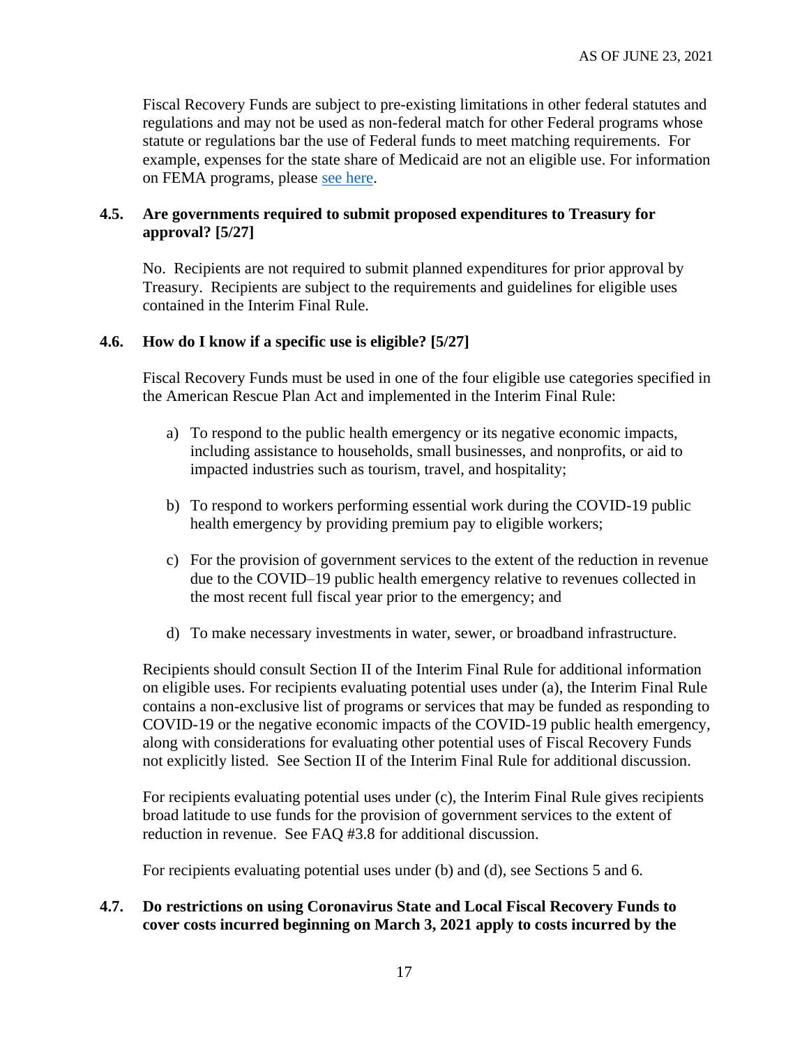Fiscal Recovery Funds are subject to pre-existing limitations in other federal statutes and regulations and may not be used as non-federal match for other Federal programs whose statute or regulations bar the use of Federal funds to meet matching requirements. For example, expenses for the state share of Medicaid are not an eligible use. For information on FEMA programs, please see here.

### 4.5. Are governments required to submit proposed expenditures to Treasury for approval? [5/27]

No. Recipients are not required to submit planned expenditures for prior approval by Treasury. Recipients are subject to the requirements and guidelines for eligible uses contained in the Interim Final Rule.

### 4.6. How do I know if a specific use is eligible? [5/27]

Fiscal Recovery Funds must be used in one of the four eligible use categories specified in the American Rescue Plan Act and implemented in the Interim Final Rule:

a) To respond to the public health emergency or its negative economic impacts, including assistance to households, small businesses, and nonprofits, or aid to impacted industries such as tourism, travel, and hospitality;

b) To respond to workers performing essential work during the COVID-19 public health emergency by providing premium pay to eligible workers;

c) For the provision of government services to the extent of the reduction in revenue due to the COVID–19 public health emergency relative to revenues collected in the most recent full fiscal year prior to the emergency; and

d) To make necessary investments in water, sewer, or broadband infrastructure.

Recipients should consult Section II of the Interim Final Rule for additional information on eligible uses. For recipients evaluating potential uses under (a), the Interim Final Rule contains a non-exclusive list of programs or services that may be funded as responding to COVID-19 or the negative economic impacts of the COVID-19 public health emergency, along with considerations for evaluating other potential uses of Fiscal Recovery Funds not explicitly listed. See Section II of the Interim Final Rule for additional discussion.

For recipients evaluating potential uses under (c), the Interim Final Rule gives recipients broad latitude to use funds for the provision of government services to the extent of reduction in revenue. See FAQ #3.8 for additional discussion.

For recipients evaluating potential uses under (b) and (d), see Sections 5 and 6.

### 4.7. Do restrictions on using Coronavirus State and Local Fiscal Recovery Funds to cover costs incurred beginning on March 3, 2021 apply to costs incurred by the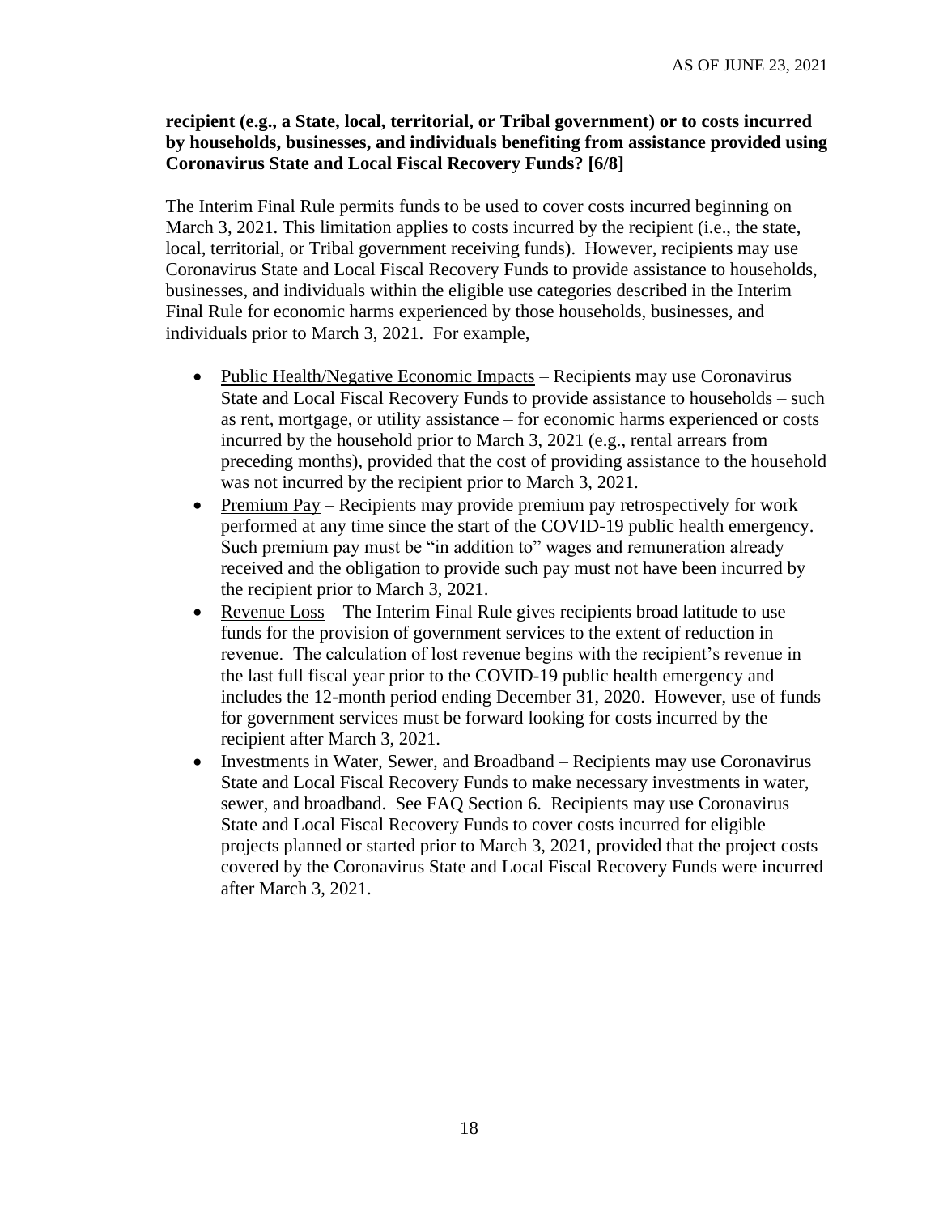**recipient (e.g., a State, local, territorial, or Tribal government) or to costs incurred by households, businesses, and individuals benefiting from assistance provided using Coronavirus State and Local Fiscal Recovery Funds? [6/8]**

The Interim Final Rule permits funds to be used to cover costs incurred beginning on March 3, 2021. This limitation applies to costs incurred by the recipient (i.e., the state, local, territorial, or Tribal government receiving funds). However, recipients may use Coronavirus State and Local Fiscal Recovery Funds to provide assistance to households, businesses, and individuals within the eligible use categories described in the Interim Final Rule for economic harms experienced by those households, businesses, and individuals prior to March 3, 2021. For example,

- Public Health/Negative Economic Impacts – Recipients may use Coronavirus State and Local Fiscal Recovery Funds to provide assistance to households – such as rent, mortgage, or utility assistance – for economic harms experienced or costs incurred by the household prior to March 3, 2021 (e.g., rental arrears from preceding months), provided that the cost of providing assistance to the household was not incurred by the recipient prior to March 3, 2021.
- Premium Pay – Recipients may provide premium pay retrospectively for work performed at any time since the start of the COVID-19 public health emergency. Such premium pay must be "in addition to" wages and remuneration already received and the obligation to provide such pay must not have been incurred by the recipient prior to March 3, 2021.
- Revenue Loss – The Interim Final Rule gives recipients broad latitude to use funds for the provision of government services to the extent of reduction in revenue. The calculation of lost revenue begins with the recipient's revenue in the last full fiscal year prior to the COVID-19 public health emergency and includes the 12-month period ending December 31, 2020. However, use of funds for government services must be forward looking for costs incurred by the recipient after March 3, 2021.
- Investments in Water, Sewer, and Broadband – Recipients may use Coronavirus State and Local Fiscal Recovery Funds to make necessary investments in water, sewer, and broadband. See FAQ Section 6. Recipients may use Coronavirus State and Local Fiscal Recovery Funds to cover costs incurred for eligible projects planned or started prior to March 3, 2021, provided that the project costs covered by the Coronavirus State and Local Fiscal Recovery Funds were incurred after March 3, 2021.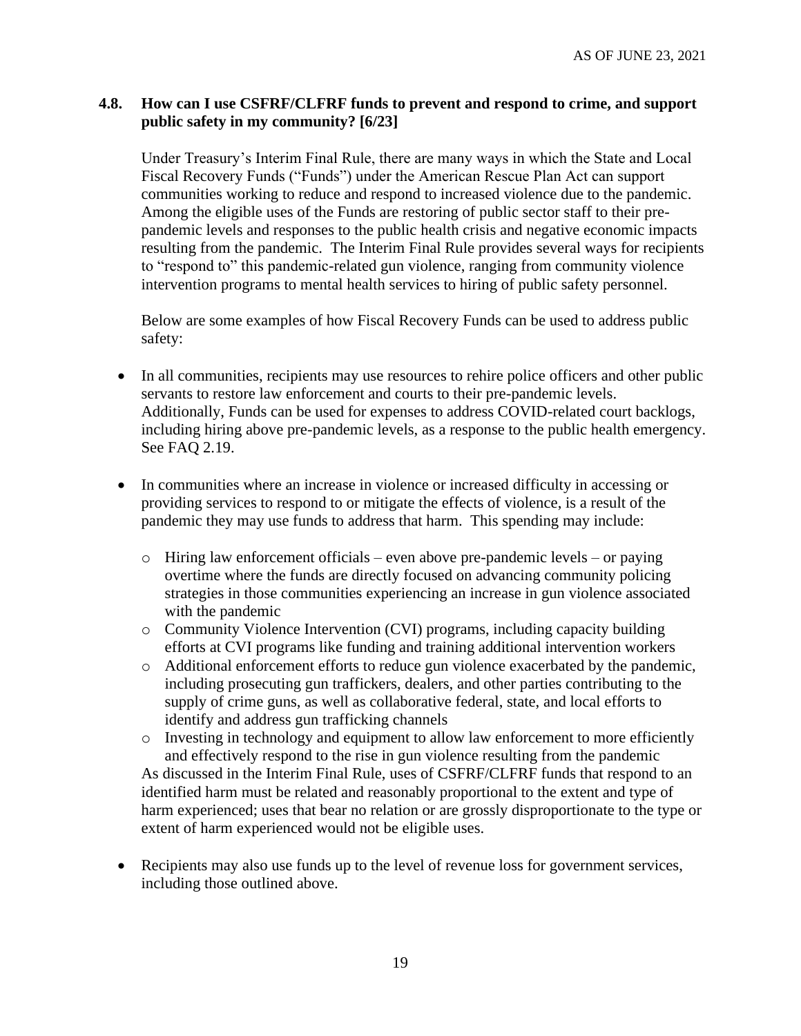### 4.8. How can I use CSFRF/CLFRF funds to prevent and respond to crime, and support public safety in my community? [6/23]

Under Treasury's Interim Final Rule, there are many ways in which the State and Local Fiscal Recovery Funds ("Funds") under the American Rescue Plan Act can support communities working to reduce and respond to increased violence due to the pandemic. Among the eligible uses of the Funds are restoring of public sector staff to their pre-pandemic levels and responses to the public health crisis and negative economic impacts resulting from the pandemic. The Interim Final Rule provides several ways for recipients to "respond to" this pandemic-related gun violence, ranging from community violence intervention programs to mental health services to hiring of public safety personnel.

Below are some examples of how Fiscal Recovery Funds can be used to address public safety:

- In all communities, recipients may use resources to rehire police officers and other public servants to restore law enforcement and courts to their pre-pandemic levels. Additionally, Funds can be used for expenses to address COVID-related court backlogs, including hiring above pre-pandemic levels, as a response to the public health emergency. See FAQ 2.19.
- In communities where an increase in violence or increased difficulty in accessing or providing services to respond to or mitigate the effects of violence, is a result of the pandemic they may use funds to address that harm. This spending may include:
  - Hiring law enforcement officials – even above pre-pandemic levels – or paying overtime where the funds are directly focused on advancing community policing strategies in those communities experiencing an increase in gun violence associated with the pandemic
  - Community Violence Intervention (CVI) programs, including capacity building efforts at CVI programs like funding and training additional intervention workers
  - Additional enforcement efforts to reduce gun violence exacerbated by the pandemic, including prosecuting gun traffickers, dealers, and other parties contributing to the supply of crime guns, as well as collaborative federal, state, and local efforts to identify and address gun trafficking channels
  - Investing in technology and equipment to allow law enforcement to more efficiently and effectively respond to the rise in gun violence resulting from the pandemic

  As discussed in the Interim Final Rule, uses of CSFRF/CLFRF funds that respond to an identified harm must be related and reasonably proportional to the extent and type of harm experienced; uses that bear no relation or are grossly disproportionate to the type or extent of harm experienced would not be eligible uses.
- Recipients may also use funds up to the level of revenue loss for government services, including those outlined above.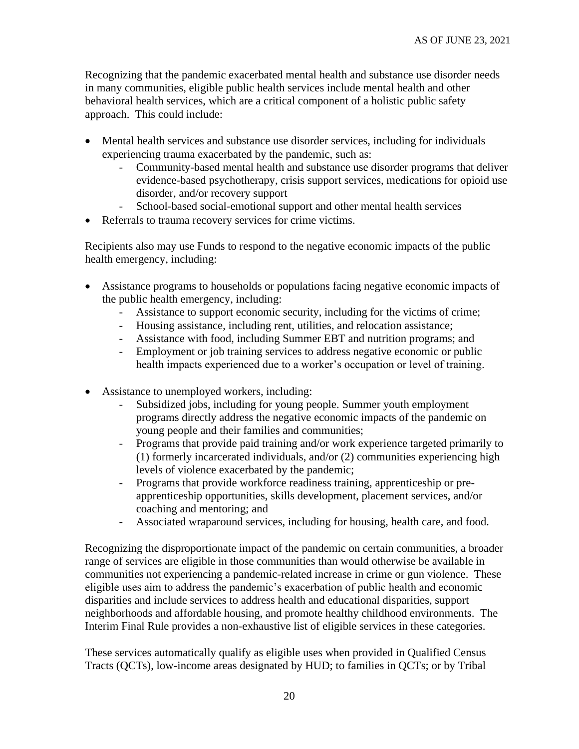Recognizing that the pandemic exacerbated mental health and substance use disorder needs in many communities, eligible public health services include mental health and other behavioral health services, which are a critical component of a holistic public safety approach. This could include:

- Mental health services and substance use disorder services, including for individuals experiencing trauma exacerbated by the pandemic, such as:
  - Community-based mental health and substance use disorder programs that deliver evidence-based psychotherapy, crisis support services, medications for opioid use disorder, and/or recovery support
  - School-based social-emotional support and other mental health services
- Referrals to trauma recovery services for crime victims.

Recipients also may use Funds to respond to the negative economic impacts of the public health emergency, including:

- Assistance programs to households or populations facing negative economic impacts of the public health emergency, including:
  - Assistance to support economic security, including for the victims of crime;
  - Housing assistance, including rent, utilities, and relocation assistance;
  - Assistance with food, including Summer EBT and nutrition programs; and
  - Employment or job training services to address negative economic or public health impacts experienced due to a worker's occupation or level of training.

- Assistance to unemployed workers, including:
  - Subsidized jobs, including for young people. Summer youth employment programs directly address the negative economic impacts of the pandemic on young people and their families and communities;
  - Programs that provide paid training and/or work experience targeted primarily to (1) formerly incarcerated individuals, and/or (2) communities experiencing high levels of violence exacerbated by the pandemic;
  - Programs that provide workforce readiness training, apprenticeship or pre-apprenticeship opportunities, skills development, placement services, and/or coaching and mentoring; and
  - Associated wraparound services, including for housing, health care, and food.

Recognizing the disproportionate impact of the pandemic on certain communities, a broader range of services are eligible in those communities than would otherwise be available in communities not experiencing a pandemic-related increase in crime or gun violence. These eligible uses aim to address the pandemic's exacerbation of public health and economic disparities and include services to address health and educational disparities, support neighborhoods and affordable housing, and promote healthy childhood environments. The Interim Final Rule provides a non-exhaustive list of eligible services in these categories.

These services automatically qualify as eligible uses when provided in Qualified Census Tracts (QCTs), low-income areas designated by HUD; to families in QCTs; or by Tribal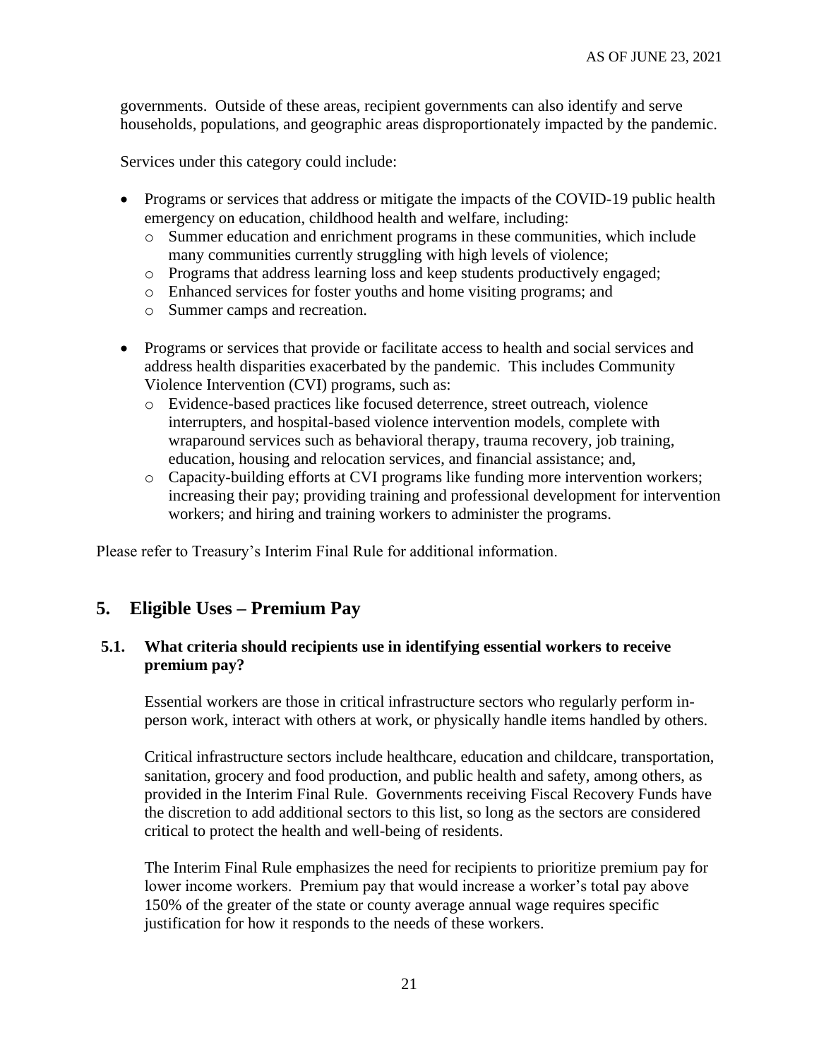governments. Outside of these areas, recipient governments can also identify and serve households, populations, and geographic areas disproportionately impacted by the pandemic.

Services under this category could include:

- Programs or services that address or mitigate the impacts of the COVID-19 public health emergency on education, childhood health and welfare, including:
  - Summer education and enrichment programs in these communities, which include many communities currently struggling with high levels of violence;
  - Programs that address learning loss and keep students productively engaged;
  - Enhanced services for foster youths and home visiting programs; and
  - Summer camps and recreation.
- Programs or services that provide or facilitate access to health and social services and address health disparities exacerbated by the pandemic. This includes Community Violence Intervention (CVI) programs, such as:
  - Evidence-based practices like focused deterrence, street outreach, violence interrupters, and hospital-based violence intervention models, complete with wraparound services such as behavioral therapy, trauma recovery, job training, education, housing and relocation services, and financial assistance; and,
  - Capacity-building efforts at CVI programs like funding more intervention workers; increasing their pay; providing training and professional development for intervention workers; and hiring and training workers to administer the programs.

Please refer to Treasury's Interim Final Rule for additional information.

## 5. Eligible Uses – Premium Pay

### 5.1. What criteria should recipients use in identifying essential workers to receive premium pay?

Essential workers are those in critical infrastructure sectors who regularly perform in-person work, interact with others at work, or physically handle items handled by others.

Critical infrastructure sectors include healthcare, education and childcare, transportation, sanitation, grocery and food production, and public health and safety, among others, as provided in the Interim Final Rule. Governments receiving Fiscal Recovery Funds have the discretion to add additional sectors to this list, so long as the sectors are considered critical to protect the health and well-being of residents.

The Interim Final Rule emphasizes the need for recipients to prioritize premium pay for lower income workers. Premium pay that would increase a worker's total pay above 150% of the greater of the state or county average annual wage requires specific justification for how it responds to the needs of these workers.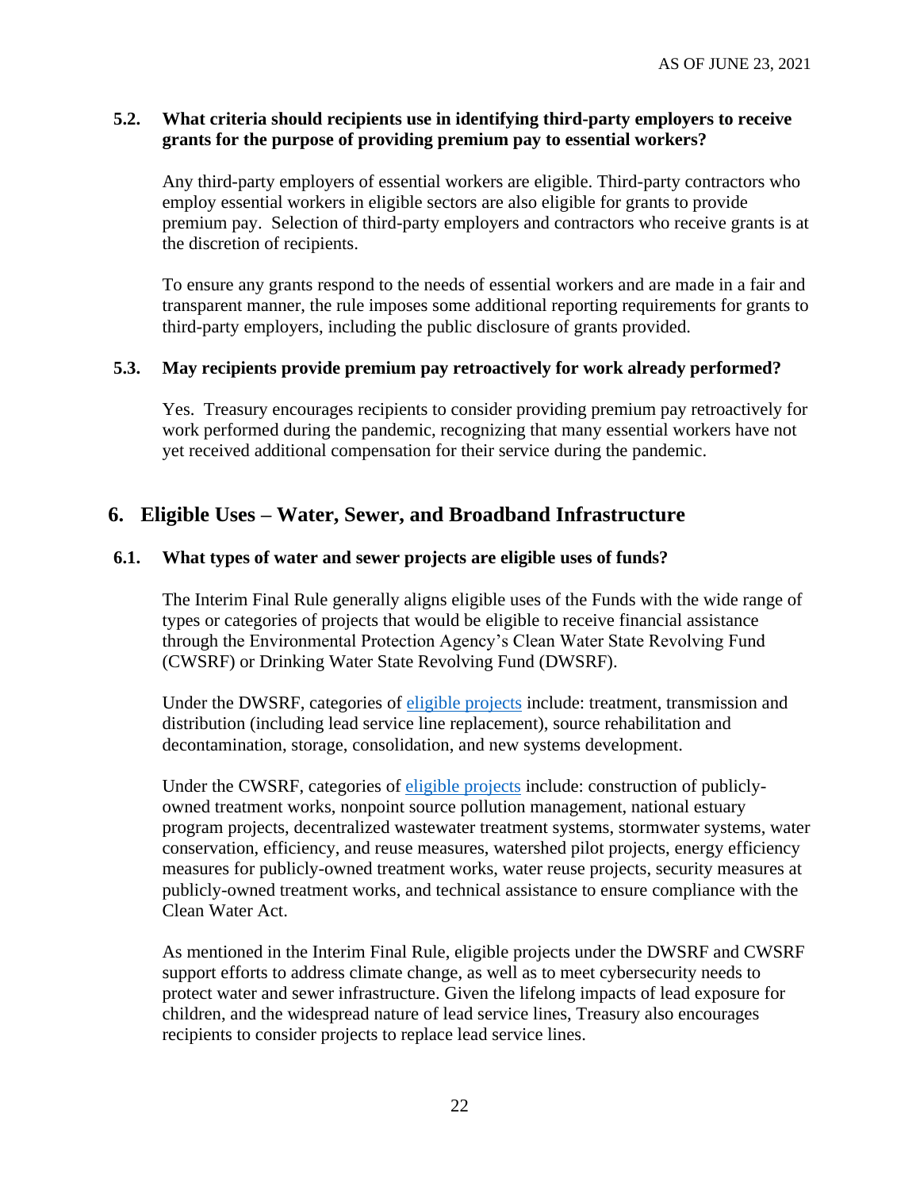### 5.2. What criteria should recipients use in identifying third-party employers to receive grants for the purpose of providing premium pay to essential workers?

Any third-party employers of essential workers are eligible. Third-party contractors who employ essential workers in eligible sectors are also eligible for grants to provide premium pay. Selection of third-party employers and contractors who receive grants is at the discretion of recipients.

To ensure any grants respond to the needs of essential workers and are made in a fair and transparent manner, the rule imposes some additional reporting requirements for grants to third-party employers, including the public disclosure of grants provided.

### 5.3. May recipients provide premium pay retroactively for work already performed?

Yes. Treasury encourages recipients to consider providing premium pay retroactively for work performed during the pandemic, recognizing that many essential workers have not yet received additional compensation for their service during the pandemic.

## 6. Eligible Uses – Water, Sewer, and Broadband Infrastructure

### 6.1. What types of water and sewer projects are eligible uses of funds?

The Interim Final Rule generally aligns eligible uses of the Funds with the wide range of types or categories of projects that would be eligible to receive financial assistance through the Environmental Protection Agency's Clean Water State Revolving Fund (CWSRF) or Drinking Water State Revolving Fund (DWSRF).

Under the DWSRF, categories of eligible projects include: treatment, transmission and distribution (including lead service line replacement), source rehabilitation and decontamination, storage, consolidation, and new systems development.

Under the CWSRF, categories of eligible projects include: construction of publicly-owned treatment works, nonpoint source pollution management, national estuary program projects, decentralized wastewater treatment systems, stormwater systems, water conservation, efficiency, and reuse measures, watershed pilot projects, energy efficiency measures for publicly-owned treatment works, water reuse projects, security measures at publicly-owned treatment works, and technical assistance to ensure compliance with the Clean Water Act.

As mentioned in the Interim Final Rule, eligible projects under the DWSRF and CWSRF support efforts to address climate change, as well as to meet cybersecurity needs to protect water and sewer infrastructure. Given the lifelong impacts of lead exposure for children, and the widespread nature of lead service lines, Treasury also encourages recipients to consider projects to replace lead service lines.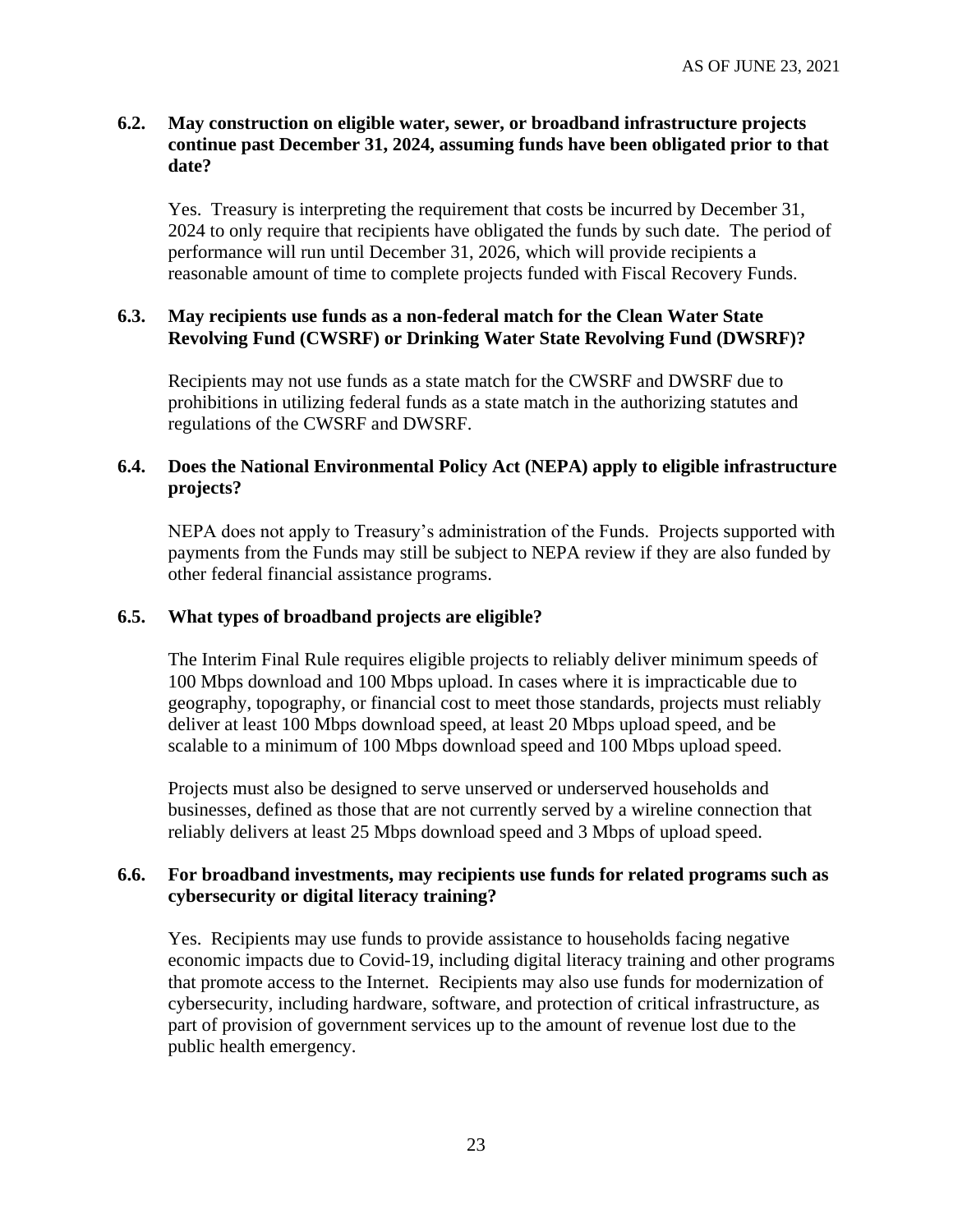### 6.2. May construction on eligible water, sewer, or broadband infrastructure projects continue past December 31, 2024, assuming funds have been obligated prior to that date?

Yes. Treasury is interpreting the requirement that costs be incurred by December 31, 2024 to only require that recipients have obligated the funds by such date. The period of performance will run until December 31, 2026, which will provide recipients a reasonable amount of time to complete projects funded with Fiscal Recovery Funds.

### 6.3. May recipients use funds as a non-federal match for the Clean Water State Revolving Fund (CWSRF) or Drinking Water State Revolving Fund (DWSRF)?

Recipients may not use funds as a state match for the CWSRF and DWSRF due to prohibitions in utilizing federal funds as a state match in the authorizing statutes and regulations of the CWSRF and DWSRF.

### 6.4. Does the National Environmental Policy Act (NEPA) apply to eligible infrastructure projects?

NEPA does not apply to Treasury's administration of the Funds. Projects supported with payments from the Funds may still be subject to NEPA review if they are also funded by other federal financial assistance programs.

### 6.5. What types of broadband projects are eligible?

The Interim Final Rule requires eligible projects to reliably deliver minimum speeds of 100 Mbps download and 100 Mbps upload. In cases where it is impracticable due to geography, topography, or financial cost to meet those standards, projects must reliably deliver at least 100 Mbps download speed, at least 20 Mbps upload speed, and be scalable to a minimum of 100 Mbps download speed and 100 Mbps upload speed.

Projects must also be designed to serve unserved or underserved households and businesses, defined as those that are not currently served by a wireline connection that reliably delivers at least 25 Mbps download speed and 3 Mbps of upload speed.

### 6.6. For broadband investments, may recipients use funds for related programs such as cybersecurity or digital literacy training?

Yes. Recipients may use funds to provide assistance to households facing negative economic impacts due to Covid-19, including digital literacy training and other programs that promote access to the Internet. Recipients may also use funds for modernization of cybersecurity, including hardware, software, and protection of critical infrastructure, as part of provision of government services up to the amount of revenue lost due to the public health emergency.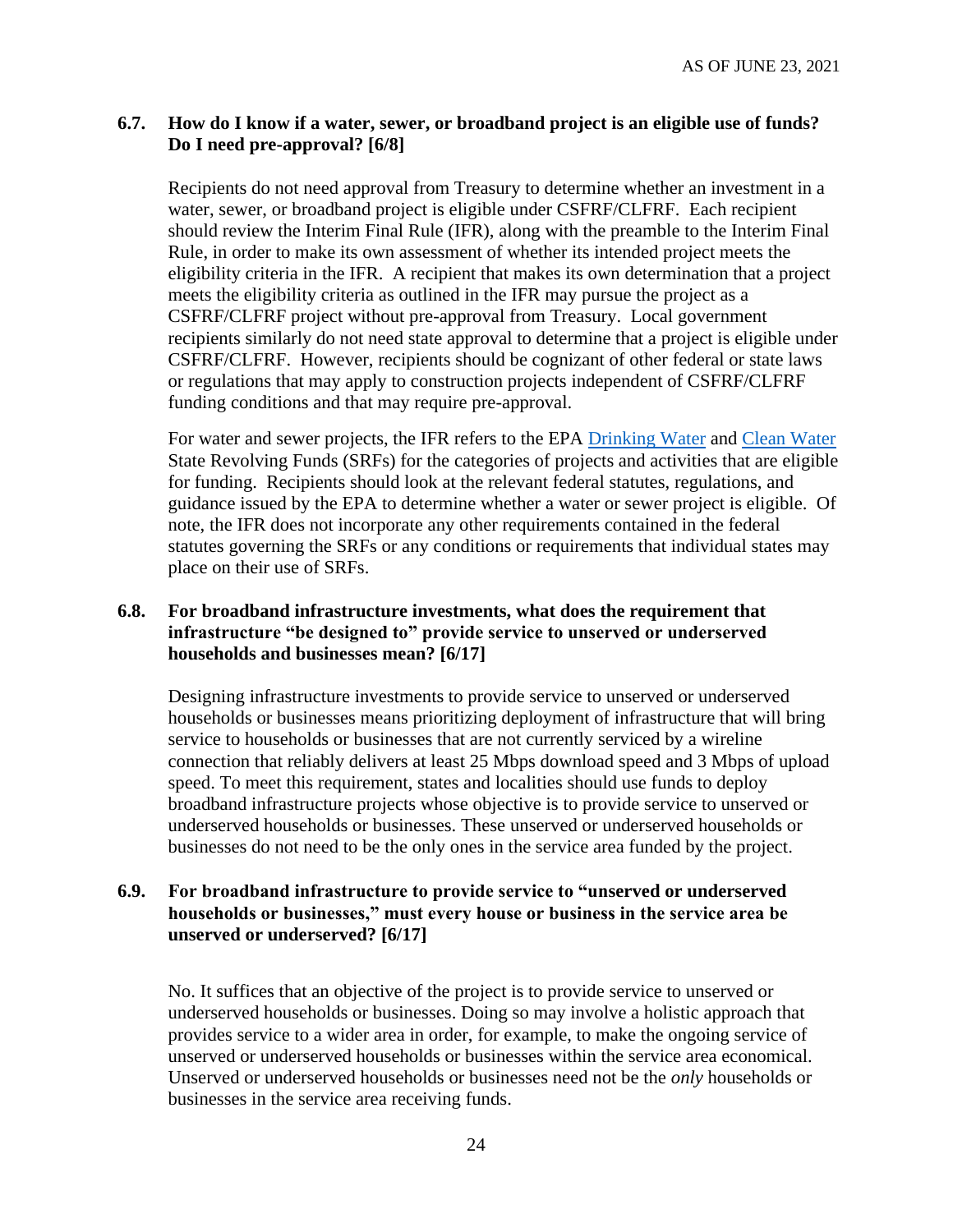### 6.7. How do I know if a water, sewer, or broadband project is an eligible use of funds? Do I need pre-approval? [6/8]

Recipients do not need approval from Treasury to determine whether an investment in a water, sewer, or broadband project is eligible under CSFRF/CLFRF. Each recipient should review the Interim Final Rule (IFR), along with the preamble to the Interim Final Rule, in order to make its own assessment of whether its intended project meets the eligibility criteria in the IFR. A recipient that makes its own determination that a project meets the eligibility criteria as outlined in the IFR may pursue the project as a CSFRF/CLFRF project without pre-approval from Treasury. Local government recipients similarly do not need state approval to determine that a project is eligible under CSFRF/CLFRF. However, recipients should be cognizant of other federal or state laws or regulations that may apply to construction projects independent of CSFRF/CLFRF funding conditions and that may require pre-approval.

For water and sewer projects, the IFR refers to the EPA Drinking Water and Clean Water State Revolving Funds (SRFs) for the categories of projects and activities that are eligible for funding. Recipients should look at the relevant federal statutes, regulations, and guidance issued by the EPA to determine whether a water or sewer project is eligible. Of note, the IFR does not incorporate any other requirements contained in the federal statutes governing the SRFs or any conditions or requirements that individual states may place on their use of SRFs.

### 6.8. For broadband infrastructure investments, what does the requirement that infrastructure "be designed to" provide service to unserved or underserved households and businesses mean? [6/17]

Designing infrastructure investments to provide service to unserved or underserved households or businesses means prioritizing deployment of infrastructure that will bring service to households or businesses that are not currently serviced by a wireline connection that reliably delivers at least 25 Mbps download speed and 3 Mbps of upload speed. To meet this requirement, states and localities should use funds to deploy broadband infrastructure projects whose objective is to provide service to unserved or underserved households or businesses. These unserved or underserved households or businesses do not need to be the only ones in the service area funded by the project.

### 6.9. For broadband infrastructure to provide service to "unserved or underserved households or businesses," must every house or business in the service area be unserved or underserved? [6/17]

No. It suffices that an objective of the project is to provide service to unserved or underserved households or businesses. Doing so may involve a holistic approach that provides service to a wider area in order, for example, to make the ongoing service of unserved or underserved households or businesses within the service area economical. Unserved or underserved households or businesses need not be the *only* households or businesses in the service area receiving funds.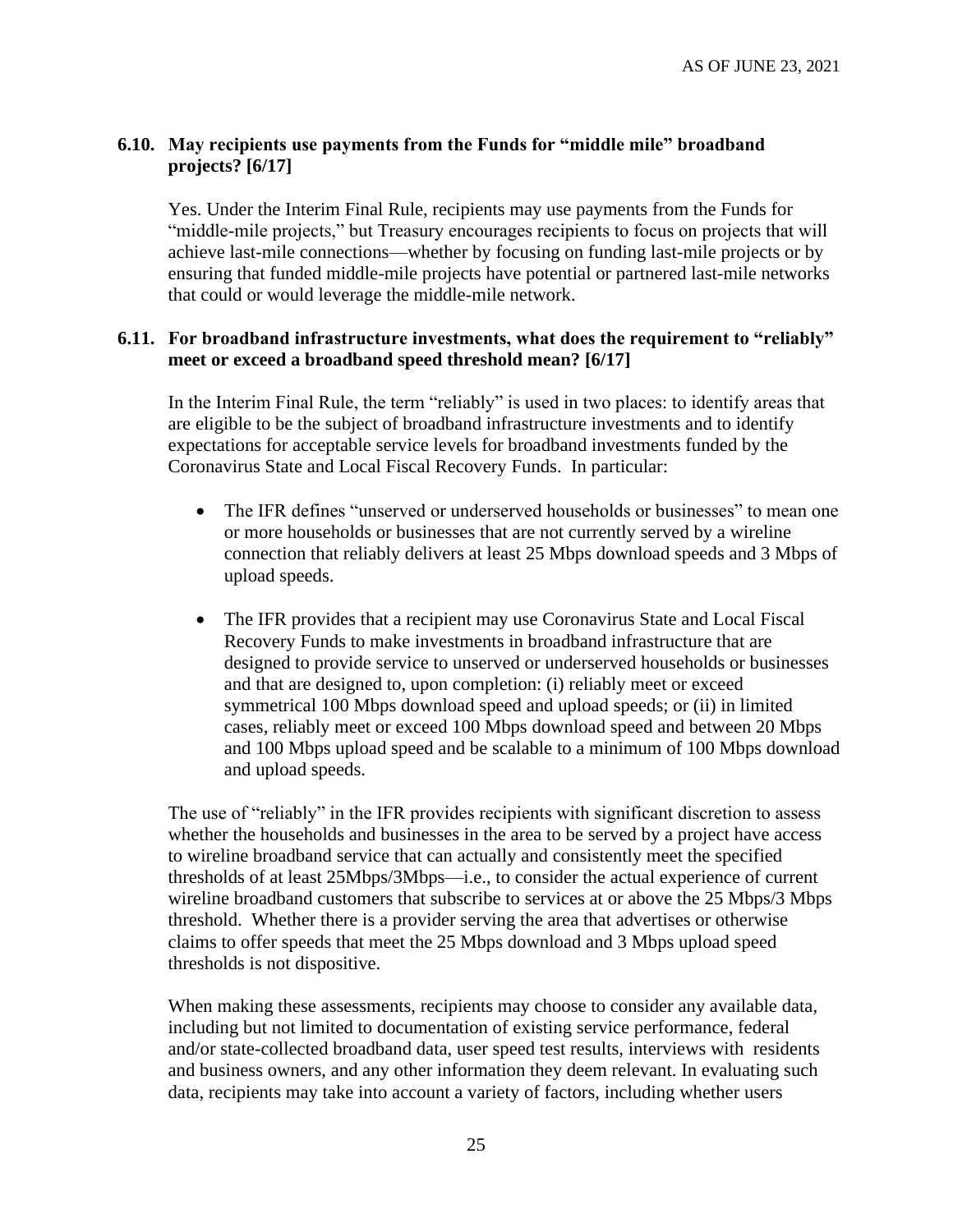### 6.10. May recipients use payments from the Funds for "middle mile" broadband projects? [6/17]

Yes. Under the Interim Final Rule, recipients may use payments from the Funds for "middle-mile projects," but Treasury encourages recipients to focus on projects that will achieve last-mile connections—whether by focusing on funding last-mile projects or by ensuring that funded middle-mile projects have potential or partnered last-mile networks that could or would leverage the middle-mile network.

### 6.11. For broadband infrastructure investments, what does the requirement to "reliably" meet or exceed a broadband speed threshold mean? [6/17]

In the Interim Final Rule, the term "reliably" is used in two places: to identify areas that are eligible to be the subject of broadband infrastructure investments and to identify expectations for acceptable service levels for broadband investments funded by the Coronavirus State and Local Fiscal Recovery Funds. In particular:

- The IFR defines "unserved or underserved households or businesses" to mean one or more households or businesses that are not currently served by a wireline connection that reliably delivers at least 25 Mbps download speeds and 3 Mbps of upload speeds.
- The IFR provides that a recipient may use Coronavirus State and Local Fiscal Recovery Funds to make investments in broadband infrastructure that are designed to provide service to unserved or underserved households or businesses and that are designed to, upon completion: (i) reliably meet or exceed symmetrical 100 Mbps download speed and upload speeds; or (ii) in limited cases, reliably meet or exceed 100 Mbps download speed and between 20 Mbps and 100 Mbps upload speed and be scalable to a minimum of 100 Mbps download and upload speeds.

The use of "reliably" in the IFR provides recipients with significant discretion to assess whether the households and businesses in the area to be served by a project have access to wireline broadband service that can actually and consistently meet the specified thresholds of at least 25Mbps/3Mbps—i.e., to consider the actual experience of current wireline broadband customers that subscribe to services at or above the 25 Mbps/3 Mbps threshold. Whether there is a provider serving the area that advertises or otherwise claims to offer speeds that meet the 25 Mbps download and 3 Mbps upload speed thresholds is not dispositive.

When making these assessments, recipients may choose to consider any available data, including but not limited to documentation of existing service performance, federal and/or state-collected broadband data, user speed test results, interviews with residents and business owners, and any other information they deem relevant. In evaluating such data, recipients may take into account a variety of factors, including whether users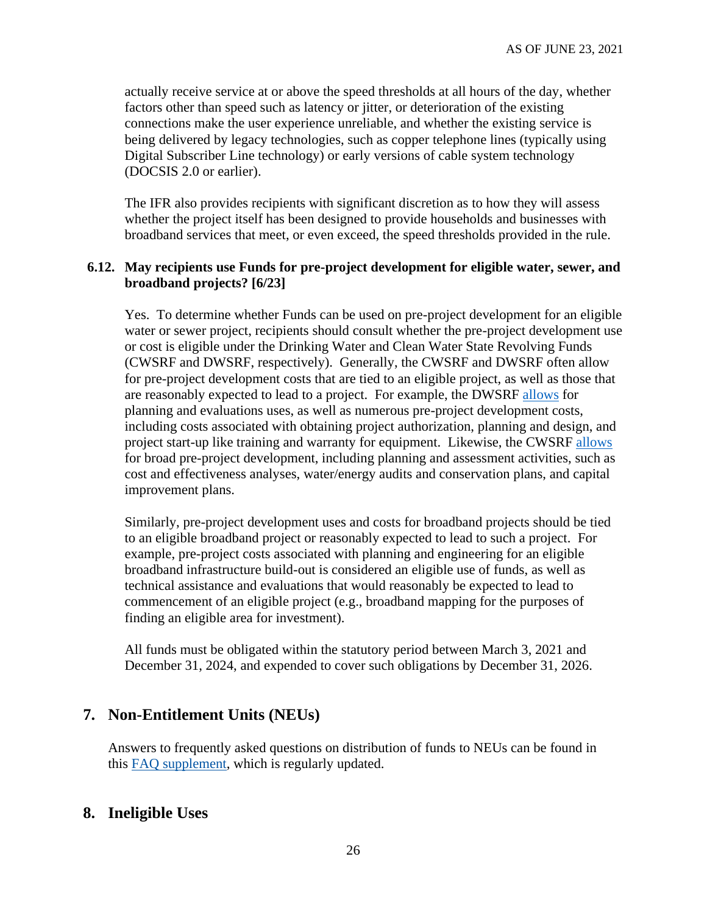actually receive service at or above the speed thresholds at all hours of the day, whether factors other than speed such as latency or jitter, or deterioration of the existing connections make the user experience unreliable, and whether the existing service is being delivered by legacy technologies, such as copper telephone lines (typically using Digital Subscriber Line technology) or early versions of cable system technology (DOCSIS 2.0 or earlier).

The IFR also provides recipients with significant discretion as to how they will assess whether the project itself has been designed to provide households and businesses with broadband services that meet, or even exceed, the speed thresholds provided in the rule.

**6.12. May recipients use Funds for pre-project development for eligible water, sewer, and broadband projects? [6/23]**

Yes. To determine whether Funds can be used on pre-project development for an eligible water or sewer project, recipients should consult whether the pre-project development use or cost is eligible under the Drinking Water and Clean Water State Revolving Funds (CWSRF and DWSRF, respectively). Generally, the CWSRF and DWSRF often allow for pre-project development costs that are tied to an eligible project, as well as those that are reasonably expected to lead to a project. For example, the DWSRF allows for planning and evaluations uses, as well as numerous pre-project development costs, including costs associated with obtaining project authorization, planning and design, and project start-up like training and warranty for equipment. Likewise, the CWSRF allows for broad pre-project development, including planning and assessment activities, such as cost and effectiveness analyses, water/energy audits and conservation plans, and capital improvement plans.

Similarly, pre-project development uses and costs for broadband projects should be tied to an eligible broadband project or reasonably expected to lead to such a project. For example, pre-project costs associated with planning and engineering for an eligible broadband infrastructure build-out is considered an eligible use of funds, as well as technical assistance and evaluations that would reasonably be expected to lead to commencement of an eligible project (e.g., broadband mapping for the purposes of finding an eligible area for investment).

All funds must be obligated within the statutory period between March 3, 2021 and December 31, 2024, and expended to cover such obligations by December 31, 2026.

## 7. Non-Entitlement Units (NEUs)

Answers to frequently asked questions on distribution of funds to NEUs can be found in this FAQ supplement, which is regularly updated.

## 8. Ineligible Uses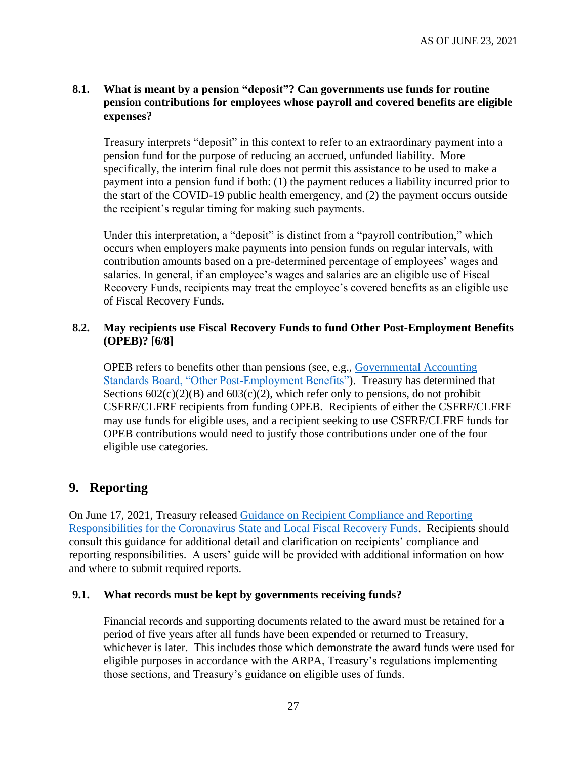### 8.1. What is meant by a pension "deposit"? Can governments use funds for routine pension contributions for employees whose payroll and covered benefits are eligible expenses?

Treasury interprets "deposit" in this context to refer to an extraordinary payment into a pension fund for the purpose of reducing an accrued, unfunded liability. More specifically, the interim final rule does not permit this assistance to be used to make a payment into a pension fund if both: (1) the payment reduces a liability incurred prior to the start of the COVID-19 public health emergency, and (2) the payment occurs outside the recipient's regular timing for making such payments.

Under this interpretation, a "deposit" is distinct from a "payroll contribution," which occurs when employers make payments into pension funds on regular intervals, with contribution amounts based on a pre-determined percentage of employees' wages and salaries. In general, if an employee's wages and salaries are an eligible use of Fiscal Recovery Funds, recipients may treat the employee's covered benefits as an eligible use of Fiscal Recovery Funds.

### 8.2. May recipients use Fiscal Recovery Funds to fund Other Post-Employment Benefits (OPEB)? [6/8]

OPEB refers to benefits other than pensions (see, e.g., Governmental Accounting Standards Board, "Other Post-Employment Benefits"). Treasury has determined that Sections 602(c)(2)(B) and 603(c)(2), which refer only to pensions, do not prohibit CSFRF/CLFRF recipients from funding OPEB. Recipients of either the CSFRF/CLFRF may use funds for eligible uses, and a recipient seeking to use CSFRF/CLFRF funds for OPEB contributions would need to justify those contributions under one of the four eligible use categories.

## 9. Reporting

On June 17, 2021, Treasury released Guidance on Recipient Compliance and Reporting Responsibilities for the Coronavirus State and Local Fiscal Recovery Funds. Recipients should consult this guidance for additional detail and clarification on recipients' compliance and reporting responsibilities. A users' guide will be provided with additional information on how and where to submit required reports.

### 9.1. What records must be kept by governments receiving funds?

Financial records and supporting documents related to the award must be retained for a period of five years after all funds have been expended or returned to Treasury, whichever is later. This includes those which demonstrate the award funds were used for eligible purposes in accordance with the ARPA, Treasury's regulations implementing those sections, and Treasury's guidance on eligible uses of funds.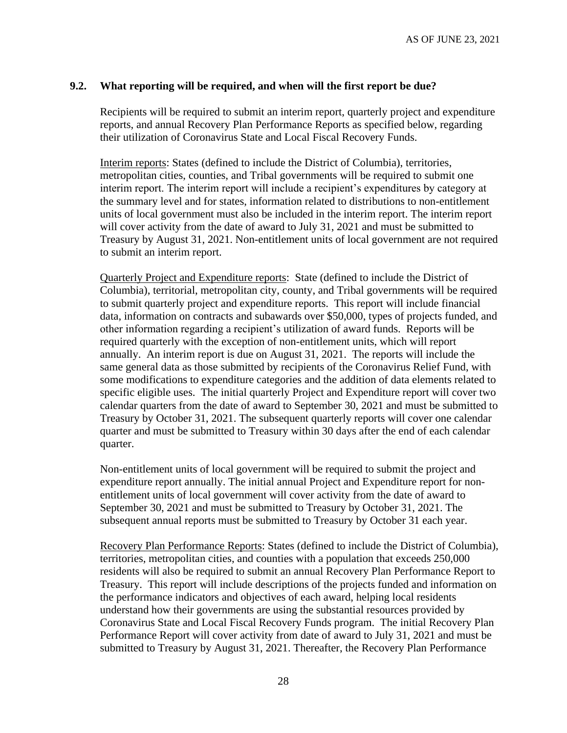### 9.2. What reporting will be required, and when will the first report be due?

Recipients will be required to submit an interim report, quarterly project and expenditure reports, and annual Recovery Plan Performance Reports as specified below, regarding their utilization of Coronavirus State and Local Fiscal Recovery Funds.

Interim reports: States (defined to include the District of Columbia), territories, metropolitan cities, counties, and Tribal governments will be required to submit one interim report. The interim report will include a recipient's expenditures by category at the summary level and for states, information related to distributions to non-entitlement units of local government must also be included in the interim report. The interim report will cover activity from the date of award to July 31, 2021 and must be submitted to Treasury by August 31, 2021. Non-entitlement units of local government are not required to submit an interim report.

Quarterly Project and Expenditure reports: State (defined to include the District of Columbia), territorial, metropolitan city, county, and Tribal governments will be required to submit quarterly project and expenditure reports. This report will include financial data, information on contracts and subawards over $50,000, types of projects funded, and other information regarding a recipient's utilization of award funds. Reports will be required quarterly with the exception of non-entitlement units, which will report annually. An interim report is due on August 31, 2021. The reports will include the same general data as those submitted by recipients of the Coronavirus Relief Fund, with some modifications to expenditure categories and the addition of data elements related to specific eligible uses. The initial quarterly Project and Expenditure report will cover two calendar quarters from the date of award to September 30, 2021 and must be submitted to Treasury by October 31, 2021. The subsequent quarterly reports will cover one calendar quarter and must be submitted to Treasury within 30 days after the end of each calendar quarter.

Non-entitlement units of local government will be required to submit the project and expenditure report annually. The initial annual Project and Expenditure report for non-entitlement units of local government will cover activity from the date of award to September 30, 2021 and must be submitted to Treasury by October 31, 2021. The subsequent annual reports must be submitted to Treasury by October 31 each year.

Recovery Plan Performance Reports: States (defined to include the District of Columbia), territories, metropolitan cities, and counties with a population that exceeds 250,000 residents will also be required to submit an annual Recovery Plan Performance Report to Treasury. This report will include descriptions of the projects funded and information on the performance indicators and objectives of each award, helping local residents understand how their governments are using the substantial resources provided by Coronavirus State and Local Fiscal Recovery Funds program. The initial Recovery Plan Performance Report will cover activity from date of award to July 31, 2021 and must be submitted to Treasury by August 31, 2021. Thereafter, the Recovery Plan Performance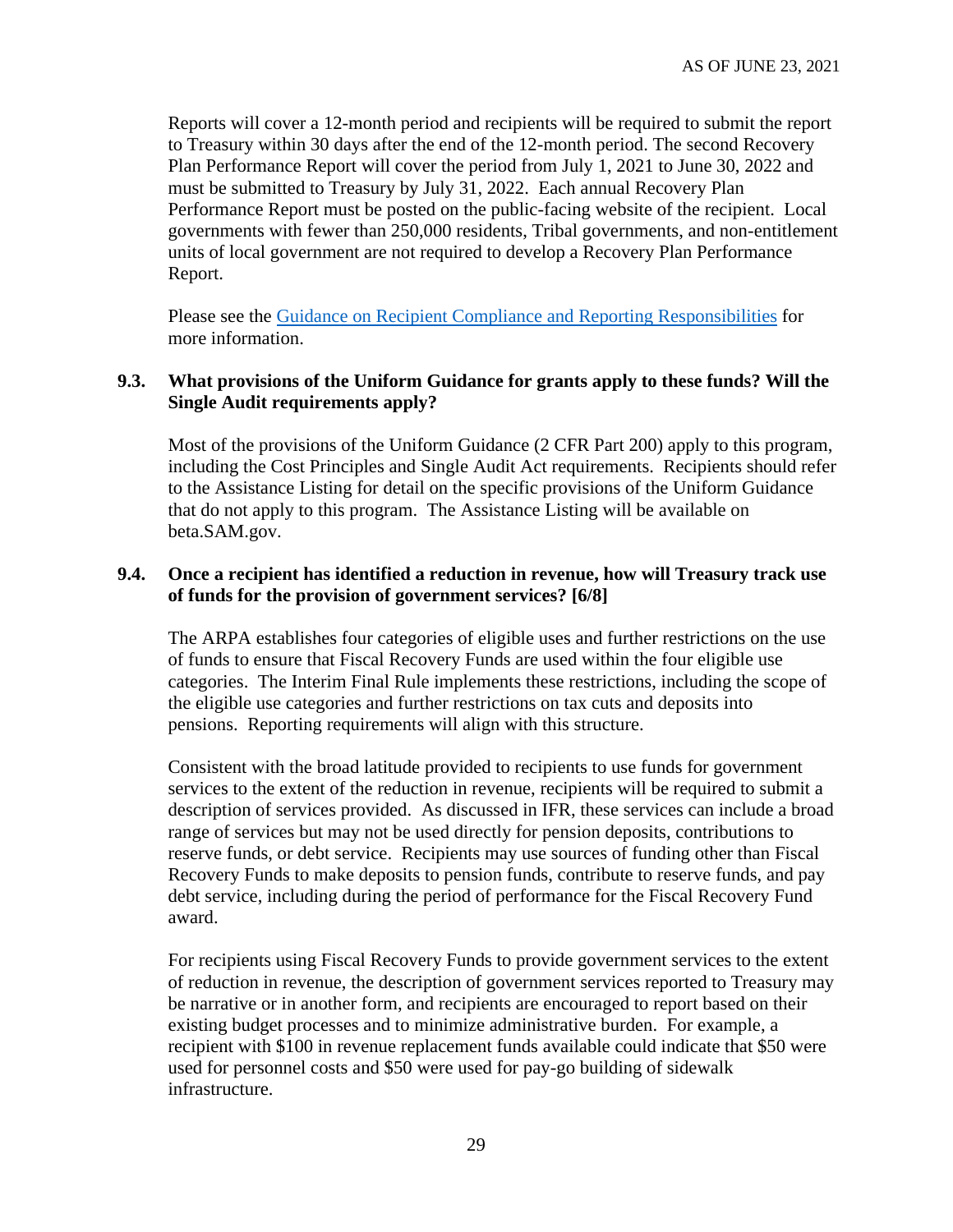Reports will cover a 12-month period and recipients will be required to submit the report to Treasury within 30 days after the end of the 12-month period. The second Recovery Plan Performance Report will cover the period from July 1, 2021 to June 30, 2022 and must be submitted to Treasury by July 31, 2022. Each annual Recovery Plan Performance Report must be posted on the public-facing website of the recipient. Local governments with fewer than 250,000 residents, Tribal governments, and non-entitlement units of local government are not required to develop a Recovery Plan Performance Report.

Please see the Guidance on Recipient Compliance and Reporting Responsibilities for more information.

### 9.3. What provisions of the Uniform Guidance for grants apply to these funds? Will the Single Audit requirements apply?

Most of the provisions of the Uniform Guidance (2 CFR Part 200) apply to this program, including the Cost Principles and Single Audit Act requirements. Recipients should refer to the Assistance Listing for detail on the specific provisions of the Uniform Guidance that do not apply to this program. The Assistance Listing will be available on beta.SAM.gov.

### 9.4. Once a recipient has identified a reduction in revenue, how will Treasury track use of funds for the provision of government services? [6/8]

The ARPA establishes four categories of eligible uses and further restrictions on the use of funds to ensure that Fiscal Recovery Funds are used within the four eligible use categories. The Interim Final Rule implements these restrictions, including the scope of the eligible use categories and further restrictions on tax cuts and deposits into pensions. Reporting requirements will align with this structure.

Consistent with the broad latitude provided to recipients to use funds for government services to the extent of the reduction in revenue, recipients will be required to submit a description of services provided. As discussed in IFR, these services can include a broad range of services but may not be used directly for pension deposits, contributions to reserve funds, or debt service. Recipients may use sources of funding other than Fiscal Recovery Funds to make deposits to pension funds, contribute to reserve funds, and pay debt service, including during the period of performance for the Fiscal Recovery Fund award.

For recipients using Fiscal Recovery Funds to provide government services to the extent of reduction in revenue, the description of government services reported to Treasury may be narrative or in another form, and recipients are encouraged to report based on their existing budget processes and to minimize administrative burden. For example, a recipient with $100 in revenue replacement funds available could indicate that $50 were used for personnel costs and $50 were used for pay-go building of sidewalk infrastructure.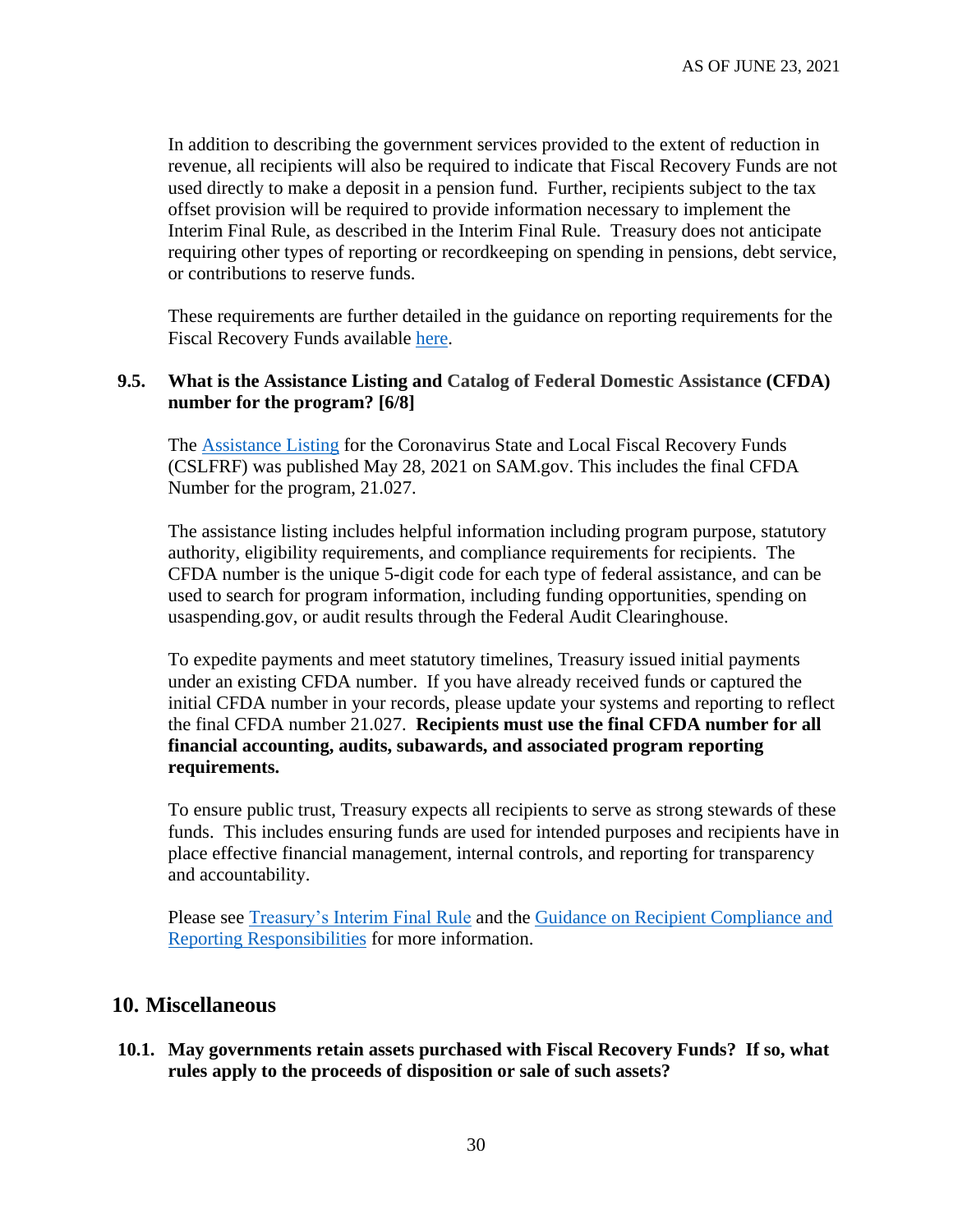In addition to describing the government services provided to the extent of reduction in revenue, all recipients will also be required to indicate that Fiscal Recovery Funds are not used directly to make a deposit in a pension fund. Further, recipients subject to the tax offset provision will be required to provide information necessary to implement the Interim Final Rule, as described in the Interim Final Rule. Treasury does not anticipate requiring other types of reporting or recordkeeping on spending in pensions, debt service, or contributions to reserve funds.

These requirements are further detailed in the guidance on reporting requirements for the Fiscal Recovery Funds available here.

**9.5. What is the Assistance Listing and Catalog of Federal Domestic Assistance (CFDA) number for the program? [6/8]**

The Assistance Listing for the Coronavirus State and Local Fiscal Recovery Funds (CSLFRF) was published May 28, 2021 on SAM.gov. This includes the final CFDA Number for the program, 21.027.

The assistance listing includes helpful information including program purpose, statutory authority, eligibility requirements, and compliance requirements for recipients. The CFDA number is the unique 5-digit code for each type of federal assistance, and can be used to search for program information, including funding opportunities, spending on usaspending.gov, or audit results through the Federal Audit Clearinghouse.

To expedite payments and meet statutory timelines, Treasury issued initial payments under an existing CFDA number. If you have already received funds or captured the initial CFDA number in your records, please update your systems and reporting to reflect the final CFDA number 21.027. **Recipients must use the final CFDA number for all financial accounting, audits, subawards, and associated program reporting requirements.**

To ensure public trust, Treasury expects all recipients to serve as strong stewards of these funds. This includes ensuring funds are used for intended purposes and recipients have in place effective financial management, internal controls, and reporting for transparency and accountability.

Please see Treasury's Interim Final Rule and the Guidance on Recipient Compliance and Reporting Responsibilities for more information.

## 10. Miscellaneous

**10.1. May governments retain assets purchased with Fiscal Recovery Funds? If so, what rules apply to the proceeds of disposition or sale of such assets?**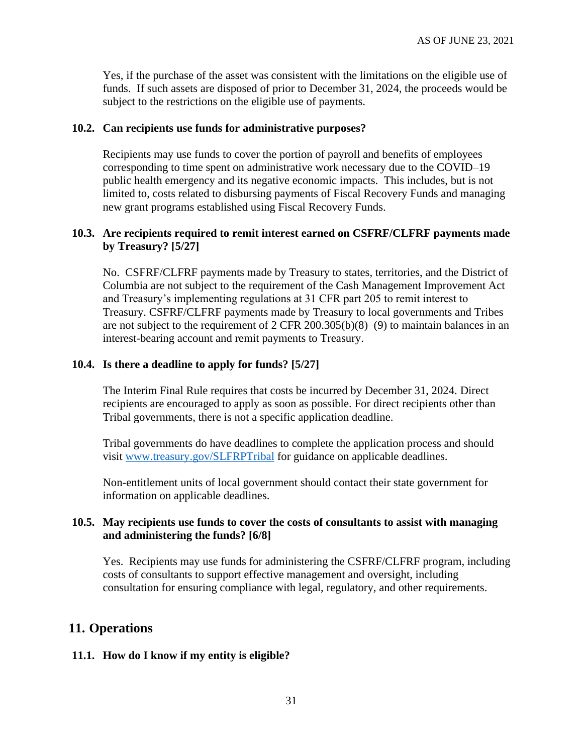Yes, if the purchase of the asset was consistent with the limitations on the eligible use of funds. If such assets are disposed of prior to December 31, 2024, the proceeds would be subject to the restrictions on the eligible use of payments.

### 10.2. Can recipients use funds for administrative purposes?

Recipients may use funds to cover the portion of payroll and benefits of employees corresponding to time spent on administrative work necessary due to the COVID–19 public health emergency and its negative economic impacts. This includes, but is not limited to, costs related to disbursing payments of Fiscal Recovery Funds and managing new grant programs established using Fiscal Recovery Funds.

### 10.3. Are recipients required to remit interest earned on CSFRF/CLFRF payments made by Treasury? [5/27]

No. CSFRF/CLFRF payments made by Treasury to states, territories, and the District of Columbia are not subject to the requirement of the Cash Management Improvement Act and Treasury's implementing regulations at 31 CFR part 205 to remit interest to Treasury. CSFRF/CLFRF payments made by Treasury to local governments and Tribes are not subject to the requirement of 2 CFR 200.305(b)(8)–(9) to maintain balances in an interest-bearing account and remit payments to Treasury.

### 10.4. Is there a deadline to apply for funds? [5/27]

The Interim Final Rule requires that costs be incurred by December 31, 2024. Direct recipients are encouraged to apply as soon as possible. For direct recipients other than Tribal governments, there is not a specific application deadline.

Tribal governments do have deadlines to complete the application process and should visit [www.treasury.gov/SLFRPTribal](www.treasury.gov/SLFRPTribal) for guidance on applicable deadlines.

Non-entitlement units of local government should contact their state government for information on applicable deadlines.

### 10.5. May recipients use funds to cover the costs of consultants to assist with managing and administering the funds? [6/8]

Yes. Recipients may use funds for administering the CSFRF/CLFRF program, including costs of consultants to support effective management and oversight, including consultation for ensuring compliance with legal, regulatory, and other requirements.

## 11. Operations

### 11.1. How do I know if my entity is eligible?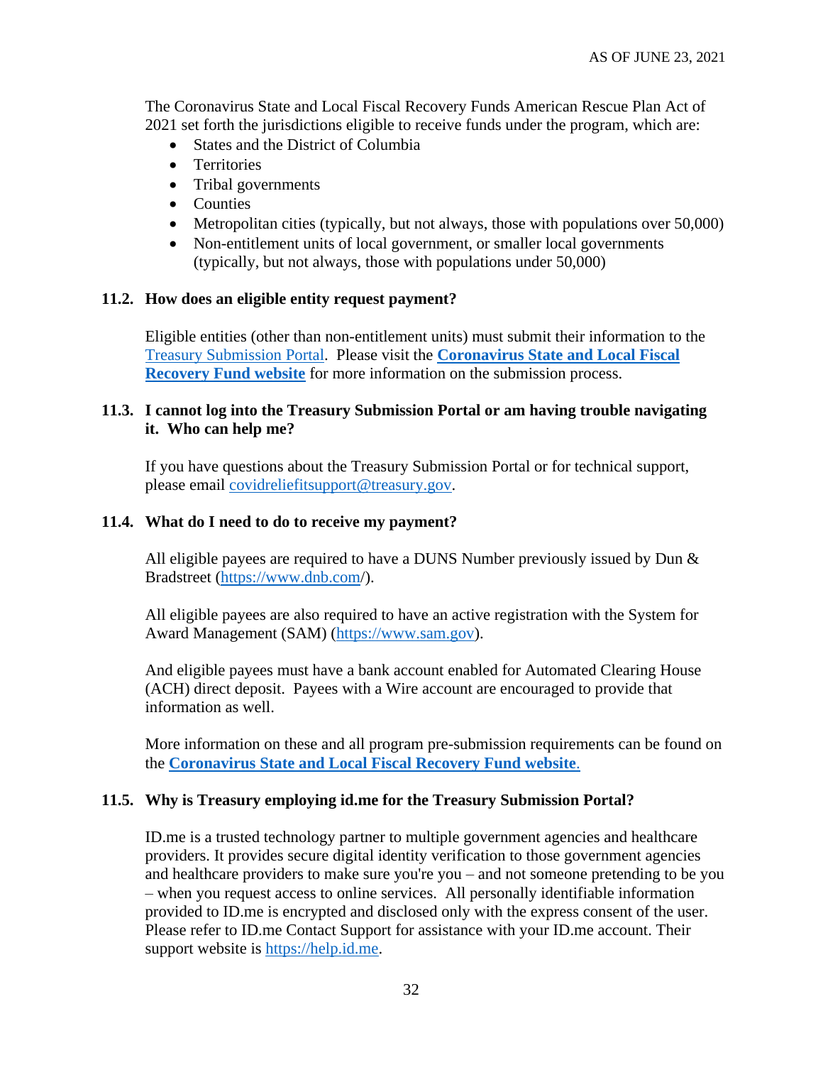The Coronavirus State and Local Fiscal Recovery Funds American Rescue Plan Act of 2021 set forth the jurisdictions eligible to receive funds under the program, which are:

- States and the District of Columbia
- Territories
- Tribal governments
- Counties
- Metropolitan cities (typically, but not always, those with populations over 50,000)
- Non-entitlement units of local government, or smaller local governments (typically, but not always, those with populations under 50,000)

### 11.2. How does an eligible entity request payment?

Eligible entities (other than non-entitlement units) must submit their information to the Treasury Submission Portal. Please visit the **Coronavirus State and Local Fiscal Recovery Fund website** for more information on the submission process.

### 11.3. I cannot log into the Treasury Submission Portal or am having trouble navigating it. Who can help me?

If you have questions about the Treasury Submission Portal or for technical support, please email covidreliefitsupport@treasury.gov.

### 11.4. What do I need to do to receive my payment?

All eligible payees are required to have a DUNS Number previously issued by Dun & Bradstreet (https://www.dnb.com/).

All eligible payees are also required to have an active registration with the System for Award Management (SAM) (https://www.sam.gov).

And eligible payees must have a bank account enabled for Automated Clearing House (ACH) direct deposit. Payees with a Wire account are encouraged to provide that information as well.

More information on these and all program pre-submission requirements can be found on the **Coronavirus State and Local Fiscal Recovery Fund website**.

### 11.5. Why is Treasury employing id.me for the Treasury Submission Portal?

ID.me is a trusted technology partner to multiple government agencies and healthcare providers. It provides secure digital identity verification to those government agencies and healthcare providers to make sure you're you – and not someone pretending to be you – when you request access to online services. All personally identifiable information provided to ID.me is encrypted and disclosed only with the express consent of the user. Please refer to ID.me Contact Support for assistance with your ID.me account. Their support website is https://help.id.me.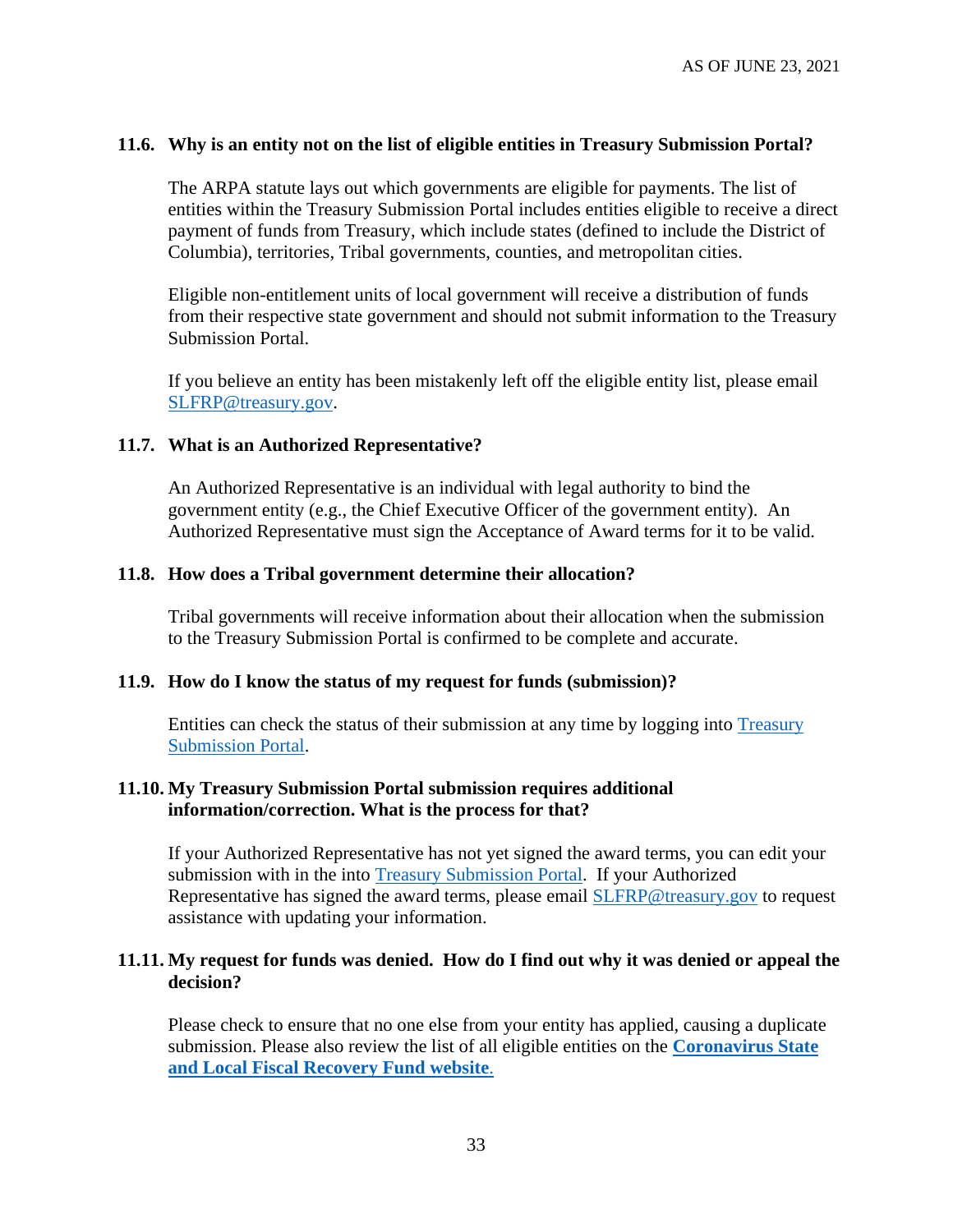### 11.6. Why is an entity not on the list of eligible entities in Treasury Submission Portal?

The ARPA statute lays out which governments are eligible for payments. The list of entities within the Treasury Submission Portal includes entities eligible to receive a direct payment of funds from Treasury, which include states (defined to include the District of Columbia), territories, Tribal governments, counties, and metropolitan cities.

Eligible non-entitlement units of local government will receive a distribution of funds from their respective state government and should not submit information to the Treasury Submission Portal.

If you believe an entity has been mistakenly left off the eligible entity list, please email SLFRP@treasury.gov.

### 11.7. What is an Authorized Representative?

An Authorized Representative is an individual with legal authority to bind the government entity (e.g., the Chief Executive Officer of the government entity). An Authorized Representative must sign the Acceptance of Award terms for it to be valid.

### 11.8. How does a Tribal government determine their allocation?

Tribal governments will receive information about their allocation when the submission to the Treasury Submission Portal is confirmed to be complete and accurate.

### 11.9. How do I know the status of my request for funds (submission)?

Entities can check the status of their submission at any time by logging into Treasury Submission Portal.

### 11.10. My Treasury Submission Portal submission requires additional information/correction. What is the process for that?

If your Authorized Representative has not yet signed the award terms, you can edit your submission with in the into Treasury Submission Portal. If your Authorized Representative has signed the award terms, please email SLFRP@treasury.gov to request assistance with updating your information.

### 11.11. My request for funds was denied. How do I find out why it was denied or appeal the decision?

Please check to ensure that no one else from your entity has applied, causing a duplicate submission. Please also review the list of all eligible entities on the **Coronavirus State and Local Fiscal Recovery Fund website**.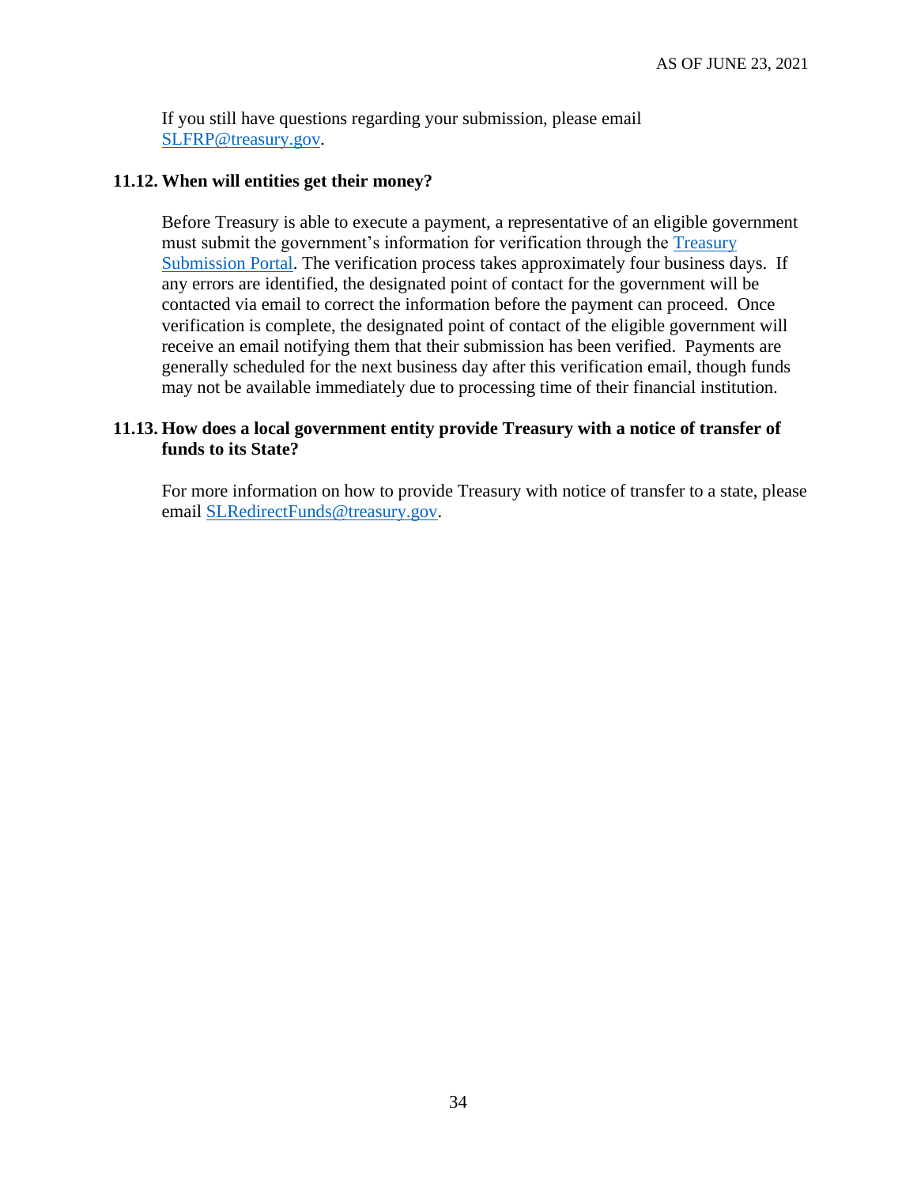If you still have questions regarding your submission, please email SLFRP@treasury.gov.

### 11.12. When will entities get their money?

Before Treasury is able to execute a payment, a representative of an eligible government must submit the government's information for verification through the Treasury Submission Portal. The verification process takes approximately four business days. If any errors are identified, the designated point of contact for the government will be contacted via email to correct the information before the payment can proceed. Once verification is complete, the designated point of contact of the eligible government will receive an email notifying them that their submission has been verified. Payments are generally scheduled for the next business day after this verification email, though funds may not be available immediately due to processing time of their financial institution.

### 11.13. How does a local government entity provide Treasury with a notice of transfer of funds to its State?

For more information on how to provide Treasury with notice of transfer to a state, please email SLRedirectFunds@treasury.gov.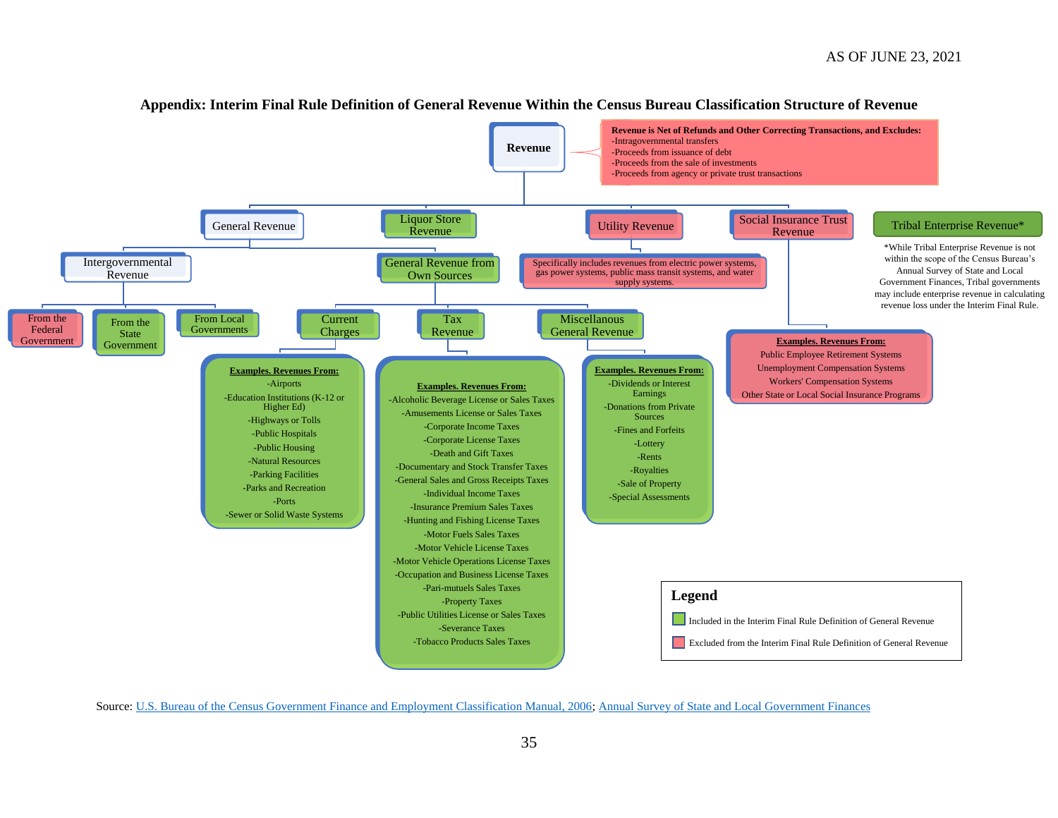AS OF JUNE 23, 2021

## Appendix: Interim Final Rule Definition of General Revenue Within the Census Bureau Classification Structure of Revenue

Revenue

**Revenue is Net of Refunds and Other Correcting Transactions, and Excludes:**
- Intragovernmental transfers
- Proceeds from issuance of debt
- Proceeds from the sale of investments
- Proceeds from agency or private trust transactions

General Revenue

Liquor Store Revenue

Utility Revenue

Social Insurance Trust Revenue

Tribal Enterprise Revenue*

*While Tribal Enterprise Revenue is not within the scope of the Census Bureau's Annual Survey of State and Local Government Finances, Tribal governments may include enterprise revenue in calculating revenue loss under the Interim Final Rule.

Intergovernmental Revenue

General Revenue from Own Sources

Specifically includes revenues from electric power systems, gas power systems, public mass transit systems, and water supply systems.

From the Federal Government

From the State Government

From Local Governments

Current Charges

Tax Revenue

Miscellaneous General Revenue

**Examples. Revenues From:**
- Airports
- Education Institutions (K-12 or Higher Ed)
- Highways or Tolls
- Public Hospitals
- Public Housing
- Natural Resources
- Parking Facilities
- Parks and Recreation
- Ports
- Sewer or Solid Waste Systems

**Examples. Revenues From:**
- Alcoholic Beverage License or Sales Taxes
- Amusements License or Sales Taxes
- Corporate Income Taxes
- Corporate License Taxes
- Death and Gift Taxes
- Documentary and Stock Transfer Taxes
- General Sales and Gross Receipts Taxes
- Individual Income Taxes
- Insurance Premium Sales Taxes
- Hunting and Fishing License Taxes
- Motor Fuels Sales Taxes
- Motor Vehicle License Taxes
- Motor Vehicle Operations License Taxes
- Occupation and Business License Taxes
- Pari-mutuels Sales Taxes
- Property Taxes
- Public Utilities License or Sales Taxes
- Severance Taxes
- Tobacco Products Sales Taxes

**Examples. Revenues From:**
- Dividends or Interest Earnings
- Donations from Private Sources
- Fines and Forfeits
- Lottery
- Rents
- Royalties
- Sale of Property
- Special Assessments

**Examples. Revenues From:**
Public Employee Retirement Systems
Unemployment Compensation Systems
Workers' Compensation Systems
Other State or Local Social Insurance Programs

**Legend**
- Included in the Interim Final Rule Definition of General Revenue (green)
- Excluded from the Interim Final Rule Definition of General Revenue (red)

Source: U.S. Bureau of the Census Government Finance and Employment Classification Manual, 2006; Annual Survey of State and Local Government Finances